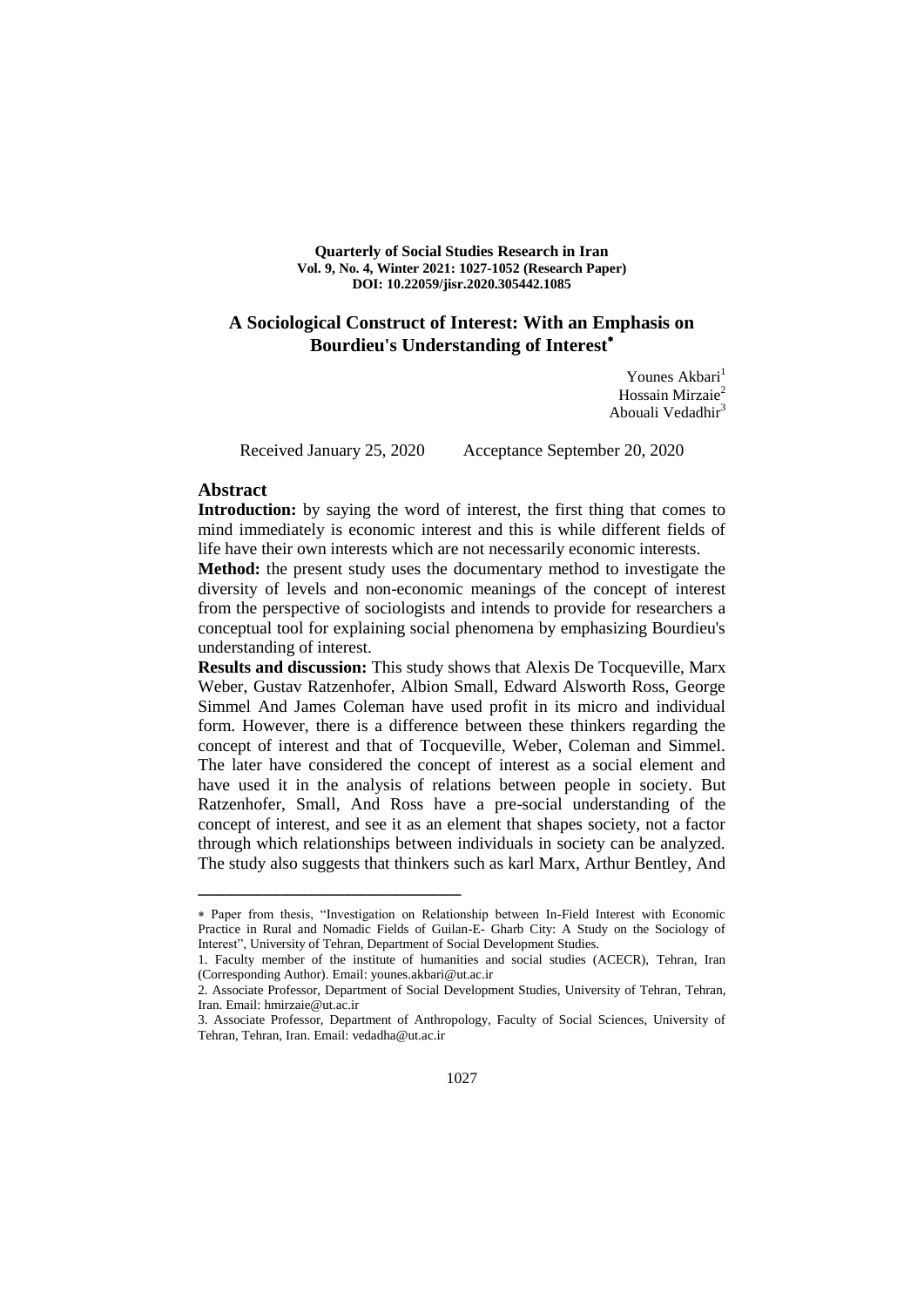**Quarterly of Social Studies Research in Iran**
**Vol. 9, No. 4, Winter 2021: 1027-1052 (Research Paper)**
**DOI: 10.22059/jisr.2020.305442.1085**

# A Sociological Construct of Interest: With an Emphasis on Bourdieu's Understanding of Interest*

Younes Akbari[1]
Hossain Mirzaie[2]
Abouali Vedadhir[3]

Received January 25, 2020 Acceptance September 20, 2020

## Abstract

**Introduction:** by saying the word of interest, the first thing that comes to mind immediately is economic interest and this is while different fields of life have their own interests which are not necessarily economic interests.

**Method:** the present study uses the documentary method to investigate the diversity of levels and non-economic meanings of the concept of interest from the perspective of sociologists and intends to provide for researchers a conceptual tool for explaining social phenomena by emphasizing Bourdieu's understanding of interest.

**Results and discussion:** This study shows that Alexis De Tocqueville, Marx Weber, Gustav Ratzenhofer, Albion Small, Edward Alsworth Ross, George Simmel And James Coleman have used profit in its micro and individual form. However, there is a difference between these thinkers regarding the concept of interest and that of Tocqueville, Weber, Coleman and Simmel. The later have considered the concept of interest as a social element and have used it in the analysis of relations between people in society. But Ratzenhofer, Small, And Ross have a pre-social understanding of the concept of interest, and see it as an element that shapes society, not a factor through which relationships between individuals in society can be analyzed. The study also suggests that thinkers such as karl Marx, Arthur Bentley, And

---

* Paper from thesis, "Investigation on Relationship between In-Field Interest with Economic Practice in Rural and Nomadic Fields of Guilan-E- Gharb City: A Study on the Sociology of Interest", University of Tehran, Department of Social Development Studies.

1. Faculty member of the institute of humanities and social studies (ACECR), Tehran, Iran (Corresponding Author). Email: younes.akbari@ut.ac.ir

2. Associate Professor, Department of Social Development Studies, University of Tehran, Tehran, Iran. Email: hmirzaie@ut.ac.ir

3. Associate Professor, Department of Anthropology, Faculty of Social Sciences, University of Tehran, Tehran, Iran. Email: vedadha@ut.ac.ir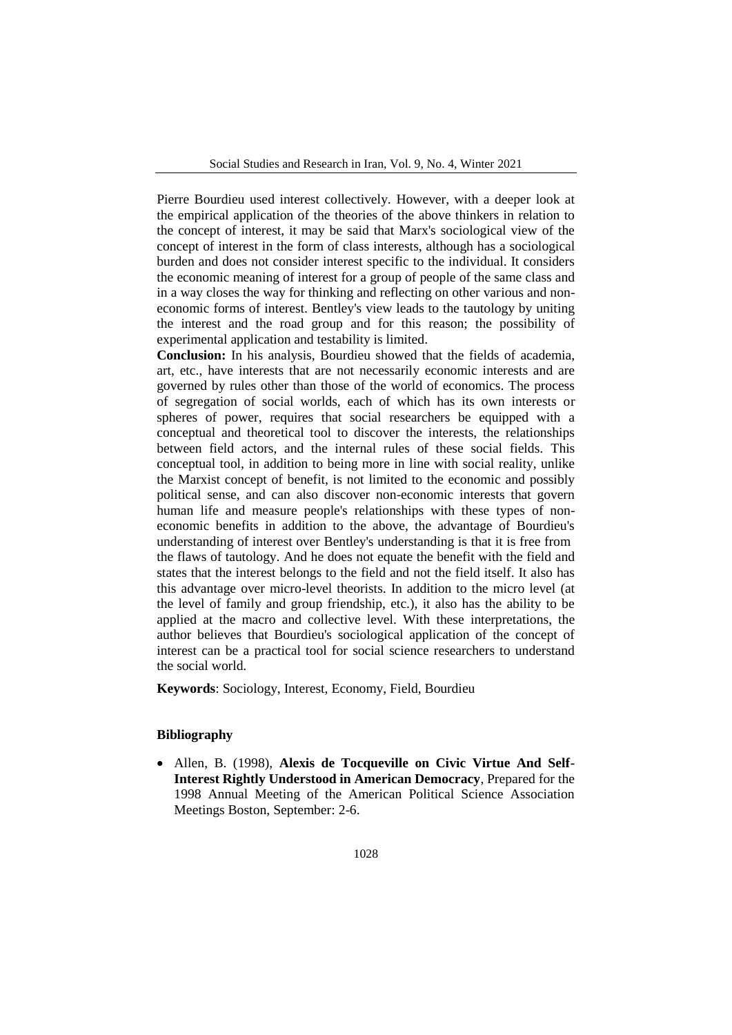Pierre Bourdieu used interest collectively. However, with a deeper look at the empirical application of the theories of the above thinkers in relation to the concept of interest, it may be said that Marx's sociological view of the concept of interest in the form of class interests, although has a sociological burden and does not consider interest specific to the individual. It considers the economic meaning of interest for a group of people of the same class and in a way closes the way for thinking and reflecting on other various and non-economic forms of interest. Bentley's view leads to the tautology by uniting the interest and the road group and for this reason; the possibility of experimental application and testability is limited.

**Conclusion:** In his analysis, Bourdieu showed that the fields of academia, art, etc., have interests that are not necessarily economic interests and are governed by rules other than those of the world of economics. The process of segregation of social worlds, each of which has its own interests or spheres of power, requires that social researchers be equipped with a conceptual and theoretical tool to discover the interests, the relationships between field actors, and the internal rules of these social fields. This conceptual tool, in addition to being more in line with social reality, unlike the Marxist concept of benefit, is not limited to the economic and possibly political sense, and can also discover non-economic interests that govern human life and measure people's relationships with these types of non-economic benefits in addition to the above, the advantage of Bourdieu's understanding of interest over Bentley's understanding is that it is free from the flaws of tautology. And he does not equate the benefit with the field and states that the interest belongs to the field and not the field itself. It also has this advantage over micro-level theorists. In addition to the micro level (at the level of family and group friendship, etc.), it also has the ability to be applied at the macro and collective level. With these interpretations, the author believes that Bourdieu's sociological application of the concept of interest can be a practical tool for social science researchers to understand the social world.

**Keywords**: Sociology, Interest, Economy, Field, Bourdieu

## Bibliography

- Allen, B. (1998), **Alexis de Tocqueville on Civic Virtue And Self-Interest Rightly Understood in American Democracy**, Prepared for the 1998 Annual Meeting of the American Political Science Association Meetings Boston, September: 2-6.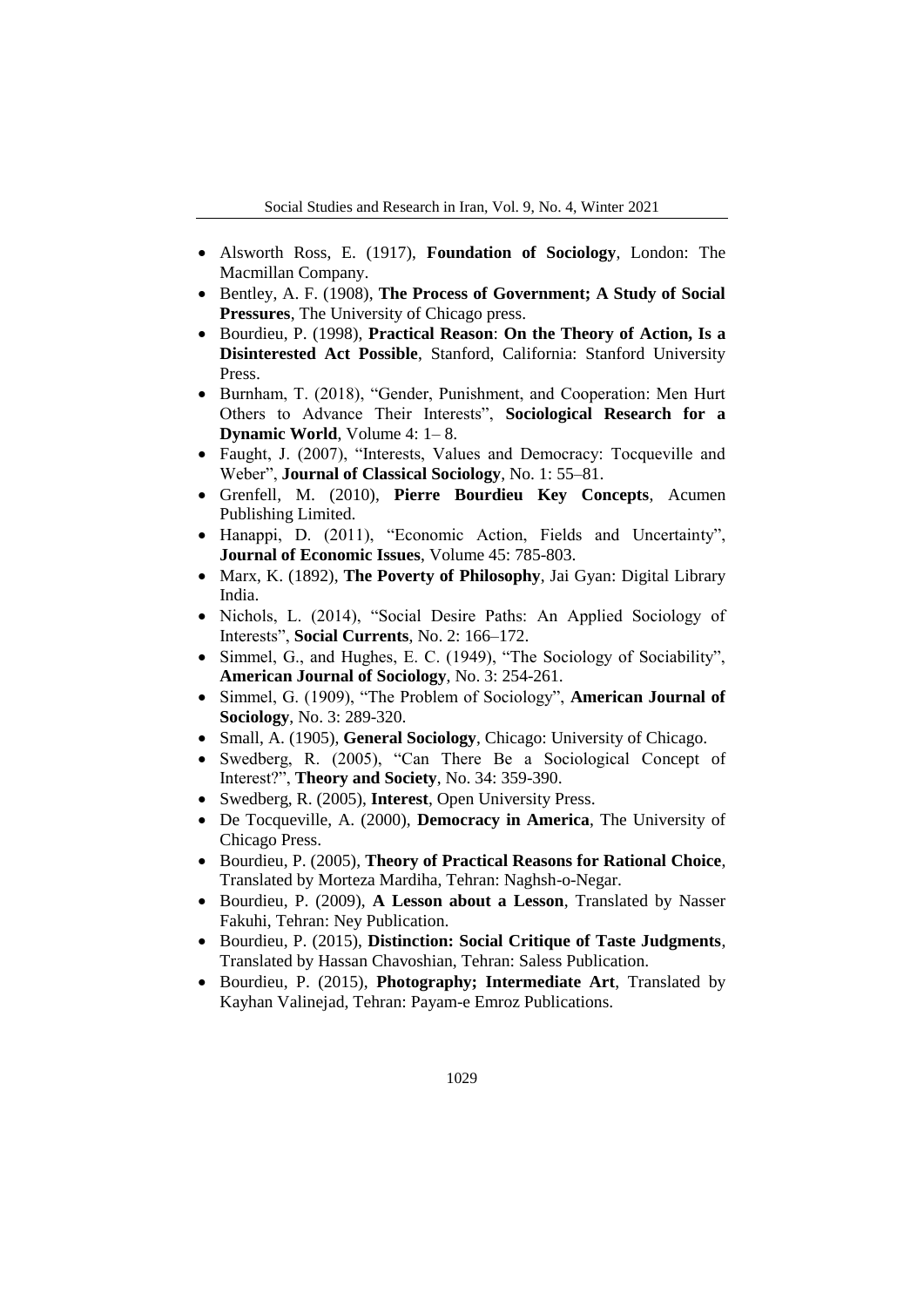- Alsworth Ross, E. (1917), **Foundation of Sociology**, London: The Macmillan Company.
- Bentley, A. F. (1908), **The Process of Government; A Study of Social Pressures**, The University of Chicago press.
- Bourdieu, P. (1998), **Practical Reason**: **On the Theory of Action, Is a Disinterested Act Possible**, Stanford, California: Stanford University Press.
- Burnham, T. (2018), "Gender, Punishment, and Cooperation: Men Hurt Others to Advance Their Interests", **Sociological Research for a Dynamic World**, Volume 4: 1– 8.
- Faught, J. (2007), "Interests, Values and Democracy: Tocqueville and Weber", **Journal of Classical Sociology**, No. 1: 55–81.
- Grenfell, M. (2010), **Pierre Bourdieu Key Concepts**, Acumen Publishing Limited.
- Hanappi, D. (2011), "Economic Action, Fields and Uncertainty", **Journal of Economic Issues**, Volume 45: 785-803.
- Marx, K. (1892), **The Poverty of Philosophy**, Jai Gyan: Digital Library India.
- Nichols, L. (2014), "Social Desire Paths: An Applied Sociology of Interests", **Social Currents**, No. 2: 166–172.
- Simmel, G., and Hughes, E. C. (1949), "The Sociology of Sociability", **American Journal of Sociology**, No. 3: 254-261.
- Simmel, G. (1909), "The Problem of Sociology", **American Journal of Sociology**, No. 3: 289-320.
- Small, A. (1905), **General Sociology**, Chicago: University of Chicago.
- Swedberg, R. (2005), "Can There Be a Sociological Concept of Interest?", **Theory and Society**, No. 34: 359-390.
- Swedberg, R. (2005), **Interest**, Open University Press.
- De Tocqueville, A. (2000), **Democracy in America**, The University of Chicago Press.
- Bourdieu, P. (2005), **Theory of Practical Reasons for Rational Choice**, Translated by Morteza Mardiha, Tehran: Naghsh-o-Negar.
- Bourdieu, P. (2009), **A Lesson about a Lesson**, Translated by Nasser Fakuhi, Tehran: Ney Publication.
- Bourdieu, P. (2015), **Distinction: Social Critique of Taste Judgments**, Translated by Hassan Chavoshian, Tehran: Saless Publication.
- Bourdieu, P. (2015), **Photography; Intermediate Art**, Translated by Kayhan Valinejad, Tehran: Payam-e Emroz Publications.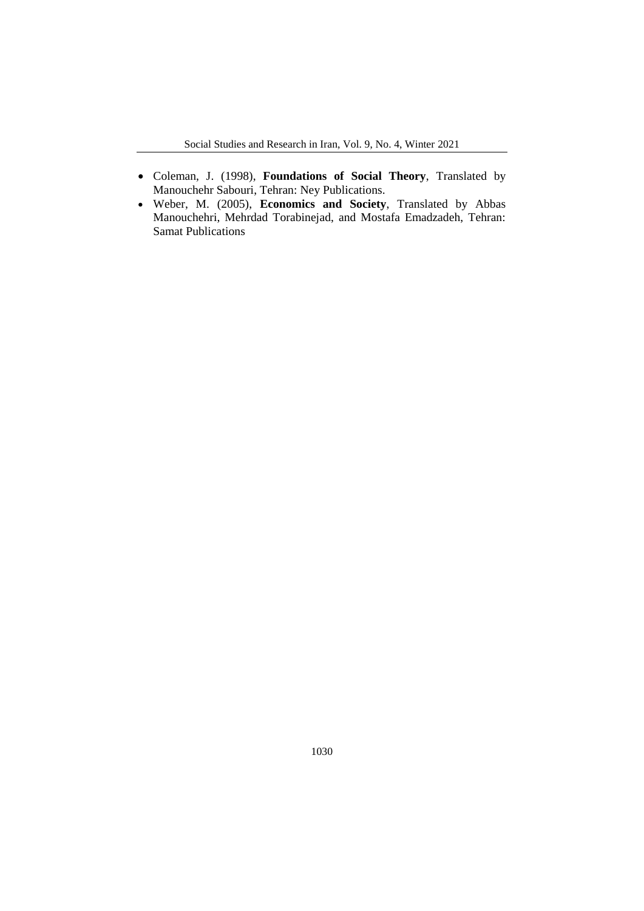- Coleman, J. (1998), **Foundations of Social Theory**, Translated by Manouchehr Sabouri, Tehran: Ney Publications.
- Weber, M. (2005), **Economics and Society**, Translated by Abbas Manouchehri, Mehrdad Torabinejad, and Mostafa Emadzadeh, Tehran: Samat Publications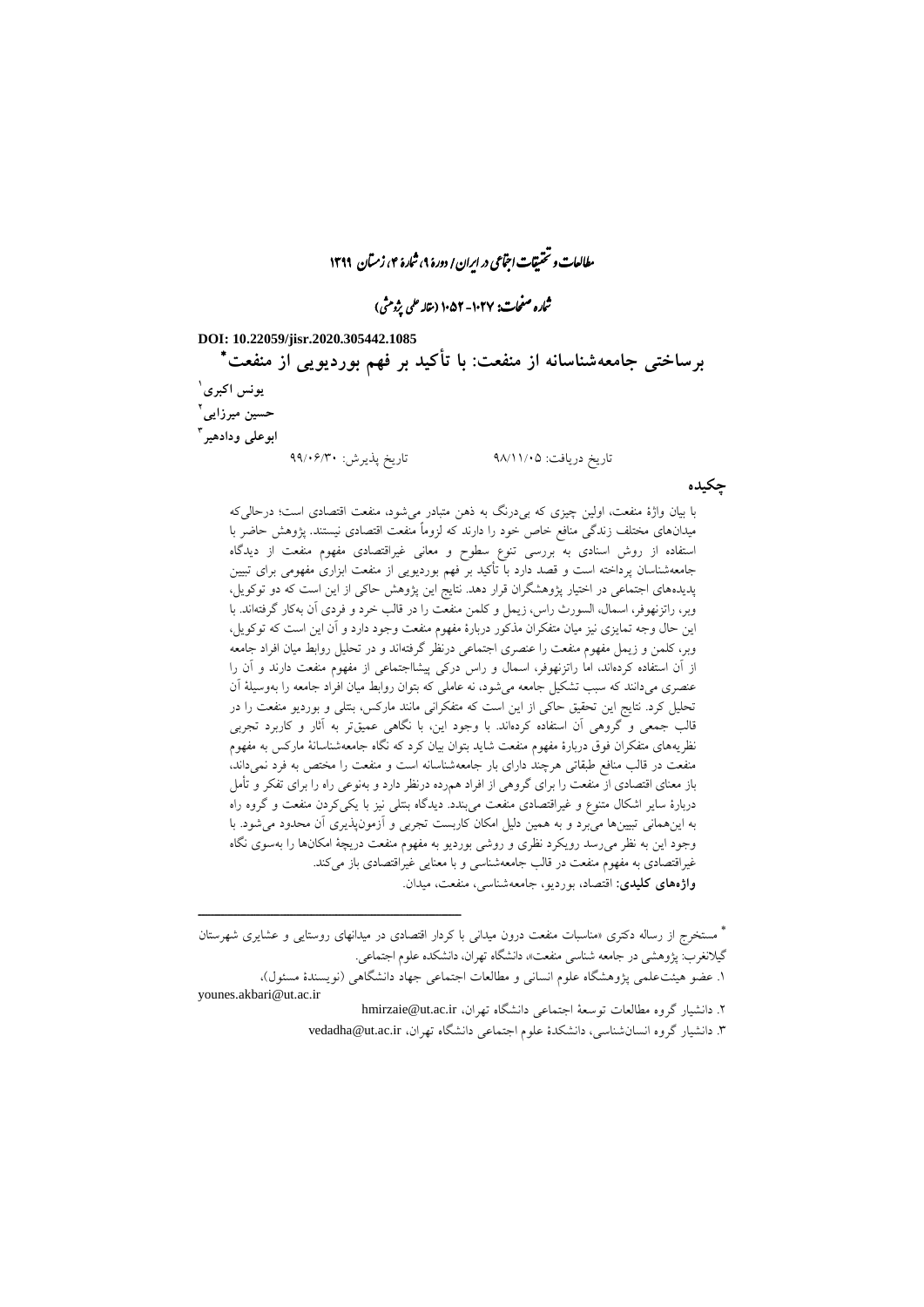DOI: 10.22059/jisr.2020.305442.1085

# برساختی جامعه‌شناسانه از منفعت: با تأکید بر فهم بوردیویی از منفعت*

**یونس اکبری**[1]

**حسین میرزایی**[2]

**ابوعلی ودادهیر**[3]

تاریخ دریافت: ۹۸/۱۱/۰۵  تاریخ پذیرش: ۹۹/۰۶/۳۰

## چکیده

با بیان واژهٔ منفعت، اولین چیزی که بی‌درنگ به ذهن متبادر می‌شود، منفعت اقتصادی است؛ درحالی‌که میدان‌های مختلف زندگی منافع خاص خود را دارند که لزوماً منفعت اقتصادی نیستند. پژوهش حاضر با استفاده از روش اسنادی به بررسی تنوع سطوح و معانی غیراقتصادی مفهوم منفعت از دیدگاه جامعه‌شناسان پرداخته است و قصد دارد با تأکید بر فهم بوردیویی از منفعت ابزاری مفهومی برای تبیین پدیده‌های اجتماعی در اختیار پژوهشگران قرار دهد. نتایج این پژوهش حاکی از این است که دو توکویل، وبر، راتزنهوفر، اسمال، السورث راس، زیمل و کلمن منفعت را در قالب خرد و فردی آن به‌کار گرفته‌اند. با این حال وجه تمایزی نیز میان متفکران مذکور دربارهٔ مفهوم منفعت وجود دارد و آن این است که توکویل، وبر، کلمن و زیمل مفهوم منفعت را عنصری اجتماعی درنظر گرفته‌اند و در تحلیل روابط میان افراد جامعه از آن استفاده کرده‌اند، اما راتزنهوفر، اسمال و راس درکی پیشااجتماعی از مفهوم منفعت دارند و آن را عنصری می‌دانند که سبب تشکیل جامعه می‌شود، نه عاملی که بتوان روابط میان افراد جامعه را به‌وسیلهٔ آن تحلیل کرد. نتایج این تحقیق حاکی از این است که متفکرانی مانند مارکس، بنتلی و بوردیو منفعت را در قالب جمعی و گروهی آن استفاده کرده‌اند. با وجود این، با نگاهی عمیق‌تر به آثار و کاربرد تجربی نظریه‌های متفکران فوق دربارهٔ مفهوم منفعت شاید بتوان بیان کرد که نگاه جامعه‌شناسانهٔ مارکس به مفهوم منفعت در قالب منافع طبقاتی هرچند دارای بار جامعه‌شناسانه است و منفعت را مختص به فرد نمی‌داند، باز معنای اقتصادی از منفعت را برای گروهی از افراد هم‌رده درنظر دارد و به‌نوعی راه را برای تفکر و تأمل دربارهٔ سایر اشکال متنوع و غیراقتصادی منفعت می‌بندد. دیدگاه بنتلی نیز با یکی‌کردن منفعت و گروه راه به این‌همانی تبیین‌ها می‌برد و به همین دلیل امکان کاربست تجربی و آزمون‌پذیری آن محدود می‌شود. با وجود این به نظر می‌رسد رویکرد نظری و روشی بوردیو به مفهوم منفعت دریچهٔ امکان‌ها را به‌سوی نگاه غیراقتصادی به مفهوم منفعت در قالب جامعه‌شناسی و با معنایی غیراقتصادی باز می‌کند.

**واژه‌های کلیدی:** اقتصاد، بوردیو، جامعه‌شناسی، منفعت، میدان.

---

* مستخرج از رساله دکتری «مناسبات منفعت درون میدانی با کردار اقتصادی در میدانهای روستایی و عشایری شهرستان گیلانغرب: پژوهشی در جامعه شناسی منفعت»، دانشگاه تهران، دانشکده علوم اجتماعی.

۱. عضو هیئت‌علمی پژوهشگاه علوم انسانی و مطالعات اجتماعی جهاد دانشگاهی (نویسندهٔ مسئول)، younes.akbari@ut.ac.ir

۲. دانشیار گروه مطالعات توسعهٔ اجتماعی دانشگاه تهران، hmirzaie@ut.ac.ir

۳. دانشیار گروه انسان‌شناسی، دانشکدهٔ علوم اجتماعی دانشگاه تهران، vedadha@ut.ac.ir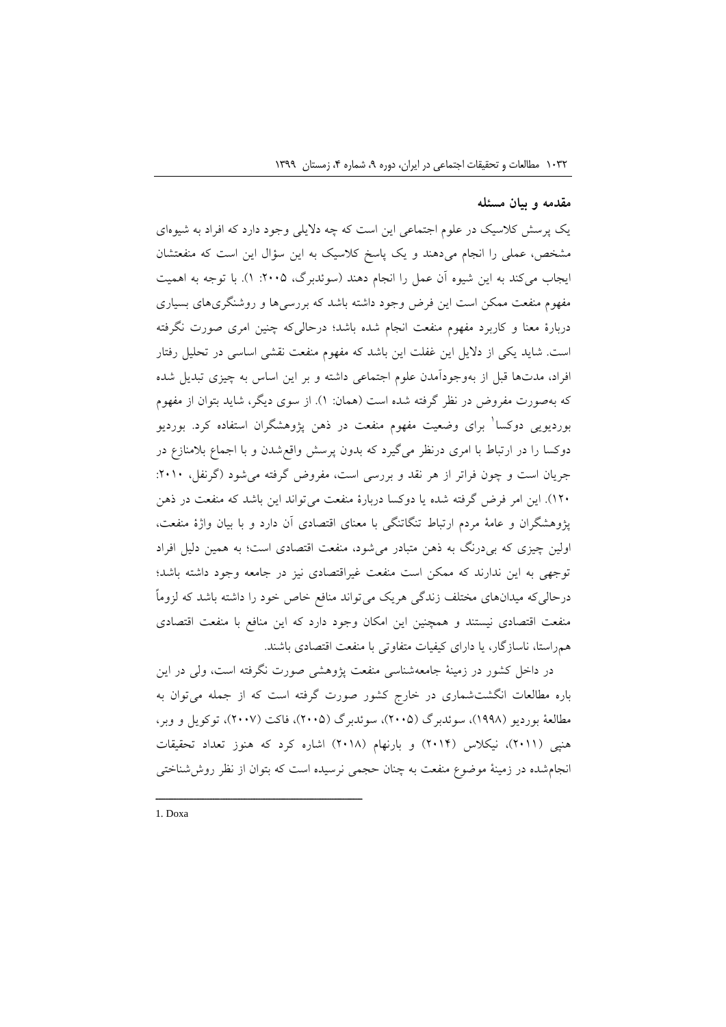## مقدمه و بیان مسئله

یک پرسش کلاسیک در علوم اجتماعی این است که چه دلایلی وجود دارد که افراد به شیوه‌ای مشخص، عملی را انجام می‌دهند و یک پاسخ کلاسیک به این سؤال این است که منفعتشان ایجاب می‌کند به این شیوه آن عمل را انجام دهند (سوئدبرگ، ۲۰۰۵: ۱). با توجه به اهمیت مفهوم منفعت ممکن است این فرض وجود داشته باشد که بررسی‌ها و روشنگری‌های بسیاری دربارهٔ معنا و کاربرد مفهوم منفعت انجام شده باشد؛ درحالی‌که چنین امری صورت نگرفته است. شاید یکی از دلایل این غفلت این باشد که مفهوم منفعت نقشی اساسی در تحلیل رفتار افراد، مدت‌ها قبل از به‌وجودآمدن علوم اجتماعی داشته و بر این اساس به چیزی تبدیل شده که به‌صورت مفروض در نظر گرفته شده است (همان: ۱). از سوی دیگر، شاید بتوان از مفهوم بوردیویی دوکسا[1] برای وضعیت مفهوم منفعت در ذهن پژوهشگران استفاده کرد. بوردیو دوکسا را در ارتباط با امری درنظر می‌گیرد که بدون پرسش واقع‌شدن و با اجماع بلامنازع در جریان است و چون فراتر از هر نقد و بررسی است، مفروض گرفته می‌شود (گرنفل، ۲۰۱۰: ۱۲۰). این امر فرض گرفته شده یا دوکسا دربارهٔ منفعت می‌تواند این باشد که منفعت در ذهن پژوهشگران و عامهٔ مردم ارتباط تنگاتنگی با معنای اقتصادی آن دارد و با بیان واژهٔ منفعت، اولین چیزی که بی‌درنگ به ذهن متبادر می‌شود، منفعت اقتصادی است؛ به همین دلیل افراد توجهی به این ندارند که ممکن است منفعت غیراقتصادی نیز در جامعه وجود داشته باشد؛ درحالی‌که میدان‌های مختلف زندگی هریک می‌تواند منافع خاص خود را داشته باشد که لزوماً منفعت اقتصادی نیستند و همچنین این امکان وجود دارد که این منافع با منفعت اقتصادی هم‌راستا، ناسازگار، یا دارای کیفیات متفاوتی با منفعت اقتصادی باشند.

در داخل کشور در زمینهٔ جامعه‌شناسی منفعت پژوهشی صورت نگرفته است، ولی در این باره مطالعات انگشت‌شماری در خارج کشور صورت گرفته است که از جمله می‌توان به مطالعهٔ بوردیو (۱۹۹۸)، سوئدبرگ (۲۰۰۵)، سوئدبرگ (۲۰۰۵)، فاکت (۲۰۰۷)، توکویل و وبر، هنیی (۲۰۱۱)، نیکلاس (۲۰۱۴) و بارنهام (۲۰۱۸) اشاره کرد که هنوز تعداد تحقیقات انجام‌شده در زمینهٔ موضوع منفعت به چنان حجمی نرسیده است که بتوان از نظر روش‌شناختی

---

1. Doxa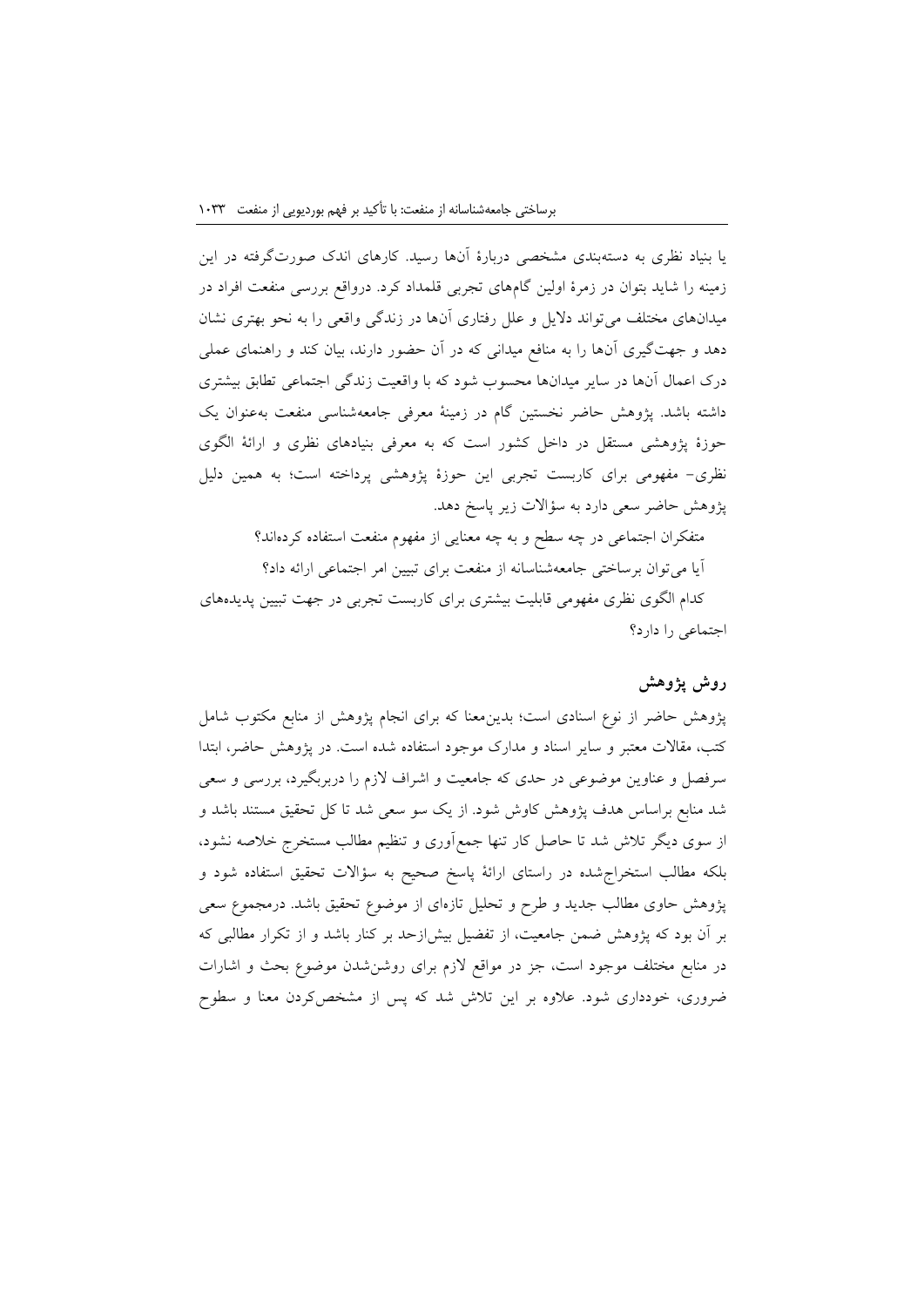یا بنیاد نظری به دسته‌بندی مشخصی دربارهٔ آن‌ها رسید. کارهای اندک صورت‌گرفته در این زمینه را شاید بتوان در زمرهٔ اولین گام‌های تجربی قلمداد کرد. درواقع بررسی منفعت افراد در میدان‌های مختلف می‌تواند دلایل و علل رفتاری آن‌ها در زندگی واقعی را به نحو بهتری نشان دهد و جهت‌گیری آن‌ها را به منافع میدانی که در آن حضور دارند، بیان کند و راهنمای عملی درک اعمال آن‌ها در سایر میدان‌ها محسوب شود که با واقعیت زندگی اجتماعی تطابق بیشتری داشته باشد. پژوهش حاضر نخستین گام در زمینهٔ معرفی جامعه‌شناسی منفعت به‌عنوان یک حوزهٔ پژوهشی مستقل در داخل کشور است که به معرفی بنیادهای نظری و ارائهٔ الگوی نظری- مفهومی برای کاربست تجربی این حوزهٔ پژوهشی پرداخته است؛ به همین دلیل پژوهش حاضر سعی دارد به سؤالات زیر پاسخ دهد.

متفکران اجتماعی در چه سطح و به چه معنایی از مفهوم منفعت استفاده کرده‌اند؟

آیا می‌توان برساختی جامعه‌شناسانه از منفعت برای تبیین امر اجتماعی ارائه داد؟

کدام الگوی نظری مفهومی قابلیت بیشتری برای کاربست تجربی در جهت تبیین پدیده‌های اجتماعی را دارد؟

## روش پژوهش

پژوهش حاضر از نوع اسنادی است؛ بدین‌معنا که برای انجام پژوهش از منابع مکتوب شامل کتب، مقالات معتبر و سایر اسناد و مدارک موجود استفاده شده است. در پژوهش حاضر، ابتدا سرفصل و عناوین موضوعی در حدی که جامعیت و اشراف لازم را دربربگیرد، بررسی و سعی شد منابع براساس هدف پژوهش کاوش شود. از یک سو سعی شد تا کل تحقیق مستند باشد و از سوی دیگر تلاش شد تا حاصل کار تنها جمع‌آوری و تنظیم مطالب مستخرج خلاصه نشود، بلکه مطالب استخراج‌شده در راستای ارائهٔ پاسخ صحیح به سؤالات تحقیق استفاده شود و پژوهش حاوی مطالب جدید و طرح و تحلیل تازه‌ای از موضوع تحقیق باشد. درمجموع سعی بر آن بود که پژوهش ضمن جامعیت، از تفضیل بیش‌ازحد بر کنار باشد و از تکرار مطالبی که در منابع مختلف موجود است، جز در مواقع لازم برای روشن‌شدن موضوع بحث و اشارات ضروری، خودداری شود. علاوه بر این تلاش شد که پس از مشخص‌کردن معنا و سطوح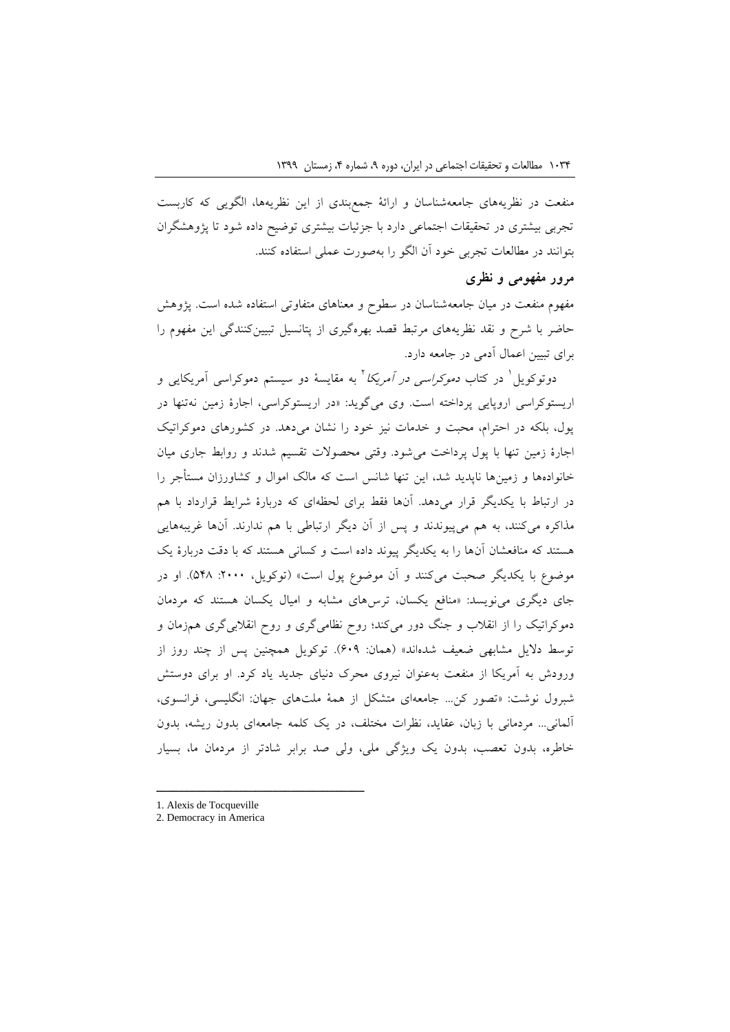منفعت در نظریه‌های جامعه‌شناسان و ارائهٔ جمع‌بندی از این نظریه‌ها، الگویی که کاربست تجربی بیشتری در تحقیقات اجتماعی دارد با جزئیات بیشتری توضیح داده شود تا پژوهشگران بتوانند در مطالعات تجربی خود آن الگو را به‌صورت عملی استفاده کنند.

## مرور مفهومی و نظری

مفهوم منفعت در میان جامعه‌شناسان در سطوح و معناهای متفاوتی استفاده شده است. پژوهش حاضر با شرح و نقد نظریه‌های مرتبط قصد بهره‌گیری از پتانسیل تبیین‌کنندگی این مفهوم را برای تبیین اعمال آدمی در جامعه دارد.

دوتوکویل[1] در کتاب *دموکراسی در آمریکا*[2] به مقایسهٔ دو سیستم دموکراسی آمریکایی و اریستوکراسی اروپایی پرداخته است. وی می‌گوید: «در اریستوکراسی، اجارهٔ زمین نه‌تنها در پول، بلکه در احترام، محبت و خدمات نیز خود را نشان می‌دهد. در کشورهای دموکراتیک اجارهٔ زمین تنها با پول پرداخت می‌شود. وقتی محصولات تقسیم شدند و روابط جاری میان خانواده‌ها و زمین‌ها ناپدید شد، این تنها شانس است که مالک اموال و کشاورزان مستأجر را در ارتباط با یکدیگر قرار می‌دهد. آن‌ها فقط برای لحظه‌ای که دربارهٔ شرایط قرارداد با هم مذاکره می‌کنند، به هم می‌پیوندند و پس از آن دیگر ارتباطی با هم ندارند. آن‌ها غریبه‌هایی هستند که منافعشان آن‌ها را به یکدیگر پیوند داده است و کسانی هستند که با دقت دربارهٔ یک موضوع با یکدیگر صحبت می‌کنند و آن موضوع پول است» (توکویل، ۲۰۰۰: ۵۴۸). او در جای دیگری می‌نویسد: «منافع یکسان، ترس‌های مشابه و امیال یکسان هستند که مردمان دموکراتیک را از انقلاب و جنگ دور می‌کند؛ روح نظامی‌گری و روح انقلابی‌گری هم‌زمان و توسط دلایل مشابهی ضعیف شده‌اند» (همان: ۶۰۹). توکویل همچنین پس از چند روز از ورودش به آمریکا از منفعت به‌عنوان نیروی محرک دنیای جدید یاد کرد. او برای دوستش شبرول نوشت: «تصور کن... جامعه‌ای متشکل از همهٔ ملت‌های جهان: انگلیسی، فرانسوی، آلمانی... مردمانی با زبان، عقاید، نظرات مختلف، در یک کلمه جامعه‌ای بدون ریشه، بدون خاطره، بدون تعصب، بدون یک ویژگی ملی، ولی صد برابر شادتر از مردمان ما، بسیار

---

1. Alexis de Tocqueville
2. Democracy in America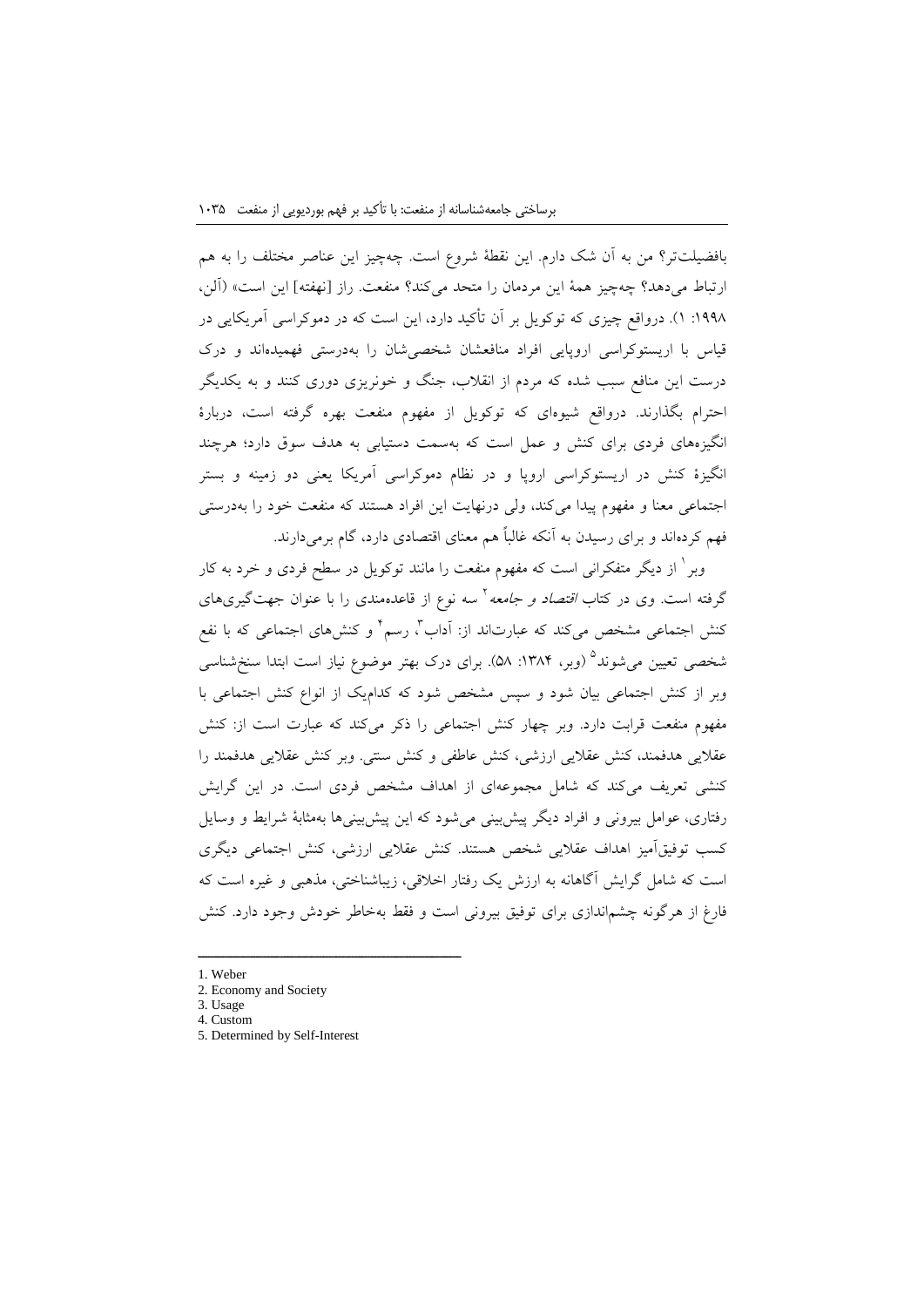بافضیلت‌تر؟ من به آن شک دارم. این نقطهٔ شروع است. چه‌چیز این عناصر مختلف را به هم ارتباط می‌دهد؟ چه‌چیز همهٔ این مردمان را متحد می‌کند؟ منفعت. راز [نهفته] این است» (آلن، ۱۹۹۸: ۱). درواقع چیزی که توکویل بر آن تأکید دارد، این است که در دموکراسی آمریکایی در قیاس با اریستوکراسی اروپایی افراد منافعشان شخصی‌شان را به‌درستی فهمیده‌اند و درک درست این منافع سبب شده که مردم از انقلاب، جنگ و خونریزی دوری کنند و به یکدیگر احترام بگذارند. درواقع شیوه‌ای که توکویل از مفهوم منفعت بهره گرفته است، دربارهٔ انگیزه‌های فردی برای کنش و عمل است که به‌سمت دستیابی به هدف سوق دارد؛ هرچند انگیزهٔ کنش در اریستوکراسی اروپا و در نظام دموکراسی آمریکا یعنی دو زمینه و بستر اجتماعی معنا و مفهوم پیدا می‌کند، ولی درنهایت این افراد هستند که منفعت خود را به‌درستی فهم کرده‌اند و برای رسیدن به آنکه غالباً هم معنای اقتصادی دارد، گام برمی‌دارند.

وبر[1] از دیگر متفکرانی است که مفهوم منفعت را مانند توکویل در سطح فردی و خرد به کار گرفته است. وی در کتاب *اقتصاد و جامعه*[2] سه نوع از قاعده‌مندی را با عنوان جهت‌گیری‌های کنش اجتماعی مشخص می‌کند که عبارت‌اند از: آداب[3]، رسم[4] و کنش‌های اجتماعی که با نفع شخصی تعیین می‌شوند[5] (وبر، ۱۳۸۴: ۵۸). برای درک بهتر موضوع نیاز است ابتدا سنخ‌شناسی وبر از کنش اجتماعی بیان شود و سپس مشخص شود که کدام‌یک از انواع کنش اجتماعی با مفهوم منفعت قرابت دارد. وبر چهار کنش اجتماعی را ذکر می‌کند که عبارت است از: کنش عقلایی هدفمند، کنش عقلایی ارزشی، کنش عاطفی و کنش سنتی. وبر کنش عقلایی هدفمند را کنشی تعریف می‌کند که شامل مجموعه‌ای از اهداف مشخص فردی است. در این گرایش رفتاری، عوامل بیرونی و افراد دیگر پیش‌بینی می‌شود که این پیش‌بینی‌ها به‌مثابهٔ شرایط و وسایل کسب توفیق‌آمیز اهداف عقلایی شخص هستند. کنش عقلایی ارزشی، کنش اجتماعی دیگری است که شامل گرایش آگاهانه به ارزش یک رفتار اخلاقی، زیباشناختی، مذهبی و غیره است که فارغ از هرگونه چشم‌اندازی برای توفیق بیرونی است و فقط به‌خاطر خودش وجود دارد. کنش

---

1. Weber
2. Economy and Society
3. Usage
4. Custom
5. Determined by Self-Interest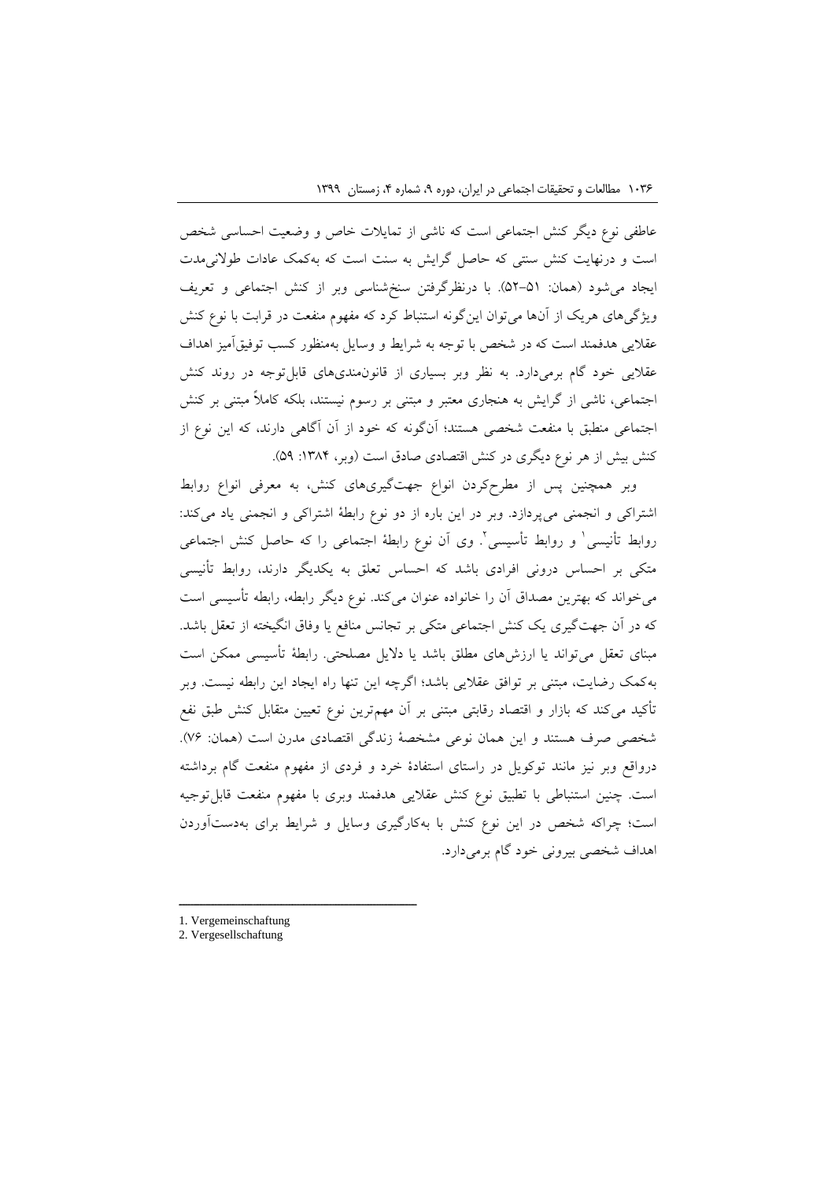عاطفی نوع دیگر کنش اجتماعی است که ناشی از تمایلات خاص و وضعیت احساسی شخص است و درنهایت کنش سنتی که حاصل گرایش به سنت است که به‌کمک عادات طولانی‌مدت ایجاد می‌شود (همان: ۵۱-۵۲). با درنظرگرفتن سنخ‌شناسی وبر از کنش اجتماعی و تعریف ویژگی‌های هریک از آن‌ها می‌توان این‌گونه استنباط کرد که مفهوم منفعت در قرابت با نوع کنش عقلایی هدفمند است که در شخص با توجه به شرایط و وسایل به‌منظور کسب توفیق‌آمیز اهداف عقلایی خود گام برمی‌دارد. به نظر وبر بسیاری از قانون‌مندی‌های قابل‌توجه در روند کنش اجتماعی، ناشی از گرایش به هنجاری معتبر و مبتنی بر رسوم نیستند، بلکه کاملاً مبتنی بر کنش اجتماعی منطبق با منفعت شخصی هستند؛ آن‌گونه که خود از آن آگاهی دارند، که این نوع از کنش بیش از هر نوع دیگری در کنش اقتصادی صادق است (وبر، ۱۳۸۴: ۵۹).

وبر همچنین پس از مطرح‌کردن انواع جهت‌گیری‌های کنش، به معرفی انواع روابط اشتراکی و انجمنی می‌پردازد. وبر در این باره از دو نوع رابطهٔ اشتراکی و انجمنی یاد می‌کند: روابط تأنیسی[1] و روابط تأسیسی[2]. وی آن نوع رابطهٔ اجتماعی را که حاصل کنش اجتماعی متکی بر احساس درونی افرادی باشد که احساس تعلق به یکدیگر دارند، روابط تأنیسی می‌خواند که بهترین مصداق آن را خانواده عنوان می‌کند. نوع دیگر رابطه، رابطه تأسیسی است که در آن جهت‌گیری یک کنش اجتماعی متکی بر تجانس منافع یا وفاق انگیخته از تعقل باشد. مبنای تعقل می‌تواند یا ارزش‌های مطلق باشد یا دلایل مصلحتی. رابطهٔ تأسیسی ممکن است به‌کمک رضایت، مبتنی بر توافق عقلایی باشد؛ اگرچه این تنها راه ایجاد این رابطه نیست. وبر تأکید می‌کند که بازار و اقتصاد رقابتی مبتنی بر آن مهم‌ترین نوع تعیین متقابل کنش طبق نفع شخصی صرف هستند و این همان نوعی مشخصهٔ زندگی اقتصادی مدرن است (همان: ۷۶). درواقع وبر نیز مانند توکویل در راستای استفادهٔ خرد و فردی از مفهوم منفعت گام برداشته است. چنین استنباطی با تطبیق نوع کنش عقلایی هدفمند وبری با مفهوم منفعت قابل‌توجیه است؛ چراکه شخص در این نوع کنش با به‌کارگیری وسایل و شرایط برای به‌دست‌آوردن اهداف شخصی بیرونی خود گام برمی‌دارد.

---

1. Vergemeinschaftung
2. Vergesellschaftung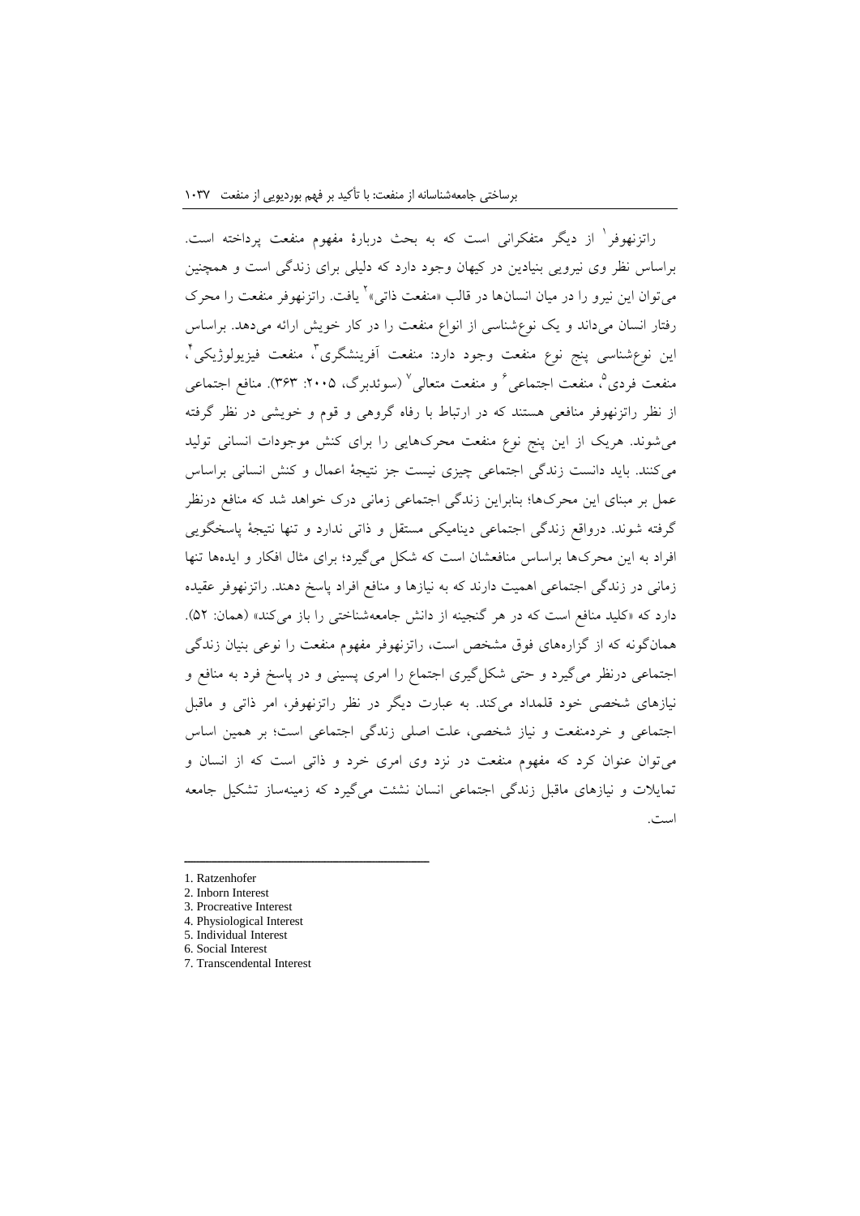راتزنهوفر[1] از دیگر متفکرانی است که به بحث دربارهٔ مفهوم منفعت پرداخته است. براساس نظر وی نیرویی بنیادین در کیهان وجود دارد که دلیلی برای زندگی است و همچنین می‌توان این نیرو را در میان انسان‌ها در قالب «منفعت ذاتی»[2] یافت. راتزنهوفر منفعت را محرک رفتار انسان می‌داند و یک نوع‌شناسی از انواع منفعت را در کار خویش ارائه می‌دهد. براساس این نوع‌شناسی پنج نوع منفعت وجود دارد: منفعت آفرینشگری[3]، منفعت فیزیولوژیکی[4]، منفعت فردی[5]، منفعت اجتماعی[6] و منفعت متعالی[7] (سوئدبرگ، ۲۰۰۵: ۳۶۳). منافع اجتماعی از نظر راتزنهوفر منافعی هستند که در ارتباط با رفاه گروهی و قوم و خویشی در نظر گرفته می‌شوند. هریک از این پنج نوع منفعت محرک‌هایی را برای کنش موجودات انسانی تولید می‌کنند. باید دانست زندگی اجتماعی چیزی نیست جز نتیجهٔ اعمال و کنش انسانی براساس عمل بر مبنای این محرک‌ها؛ بنابراین زندگی اجتماعی زمانی درک خواهد شد که منافع درنظر گرفته شوند. درواقع زندگی اجتماعی دینامیکی مستقل و ذاتی ندارد و تنها نتیجهٔ پاسخگویی افراد به این محرک‌ها براساس منافعشان است که شکل می‌گیرد؛ برای مثال افکار و ایده‌ها تنها زمانی در زندگی اجتماعی اهمیت دارند که به نیازها و منافع افراد پاسخ دهند. راتزنهوفر عقیده دارد که «کلید منافع است که در هر گنجینه از دانش جامعه‌شناختی را باز می‌کند» (همان: ۵۲). همان‌گونه که از گزاره‌های فوق مشخص است، راتزنهوفر مفهوم منفعت را نوعی بنیان زندگی اجتماعی درنظر می‌گیرد و حتی شکل‌گیری اجتماع را امری پسینی و در پاسخ فرد به منافع و نیازهای شخصی خود قلمداد می‌کند. به عبارت دیگر در نظر راتزنهوفر، امر ذاتی و ماقبل اجتماعی و خردمنفعت و نیاز شخصی، علت اصلی زندگی اجتماعی است؛ بر همین اساس می‌توان عنوان کرد که مفهوم منفعت در نزد وی امری خرد و ذاتی است که از انسان و تمایلات و نیازهای ماقبل زندگی اجتماعی انسان نشئت می‌گیرد که زمینه‌ساز تشکیل جامعه است.

---

1. Ratzenhofer
2. Inborn Interest
3. Procreative Interest
4. Physiological Interest
5. Individual Interest
6. Social Interest
7. Transcendental Interest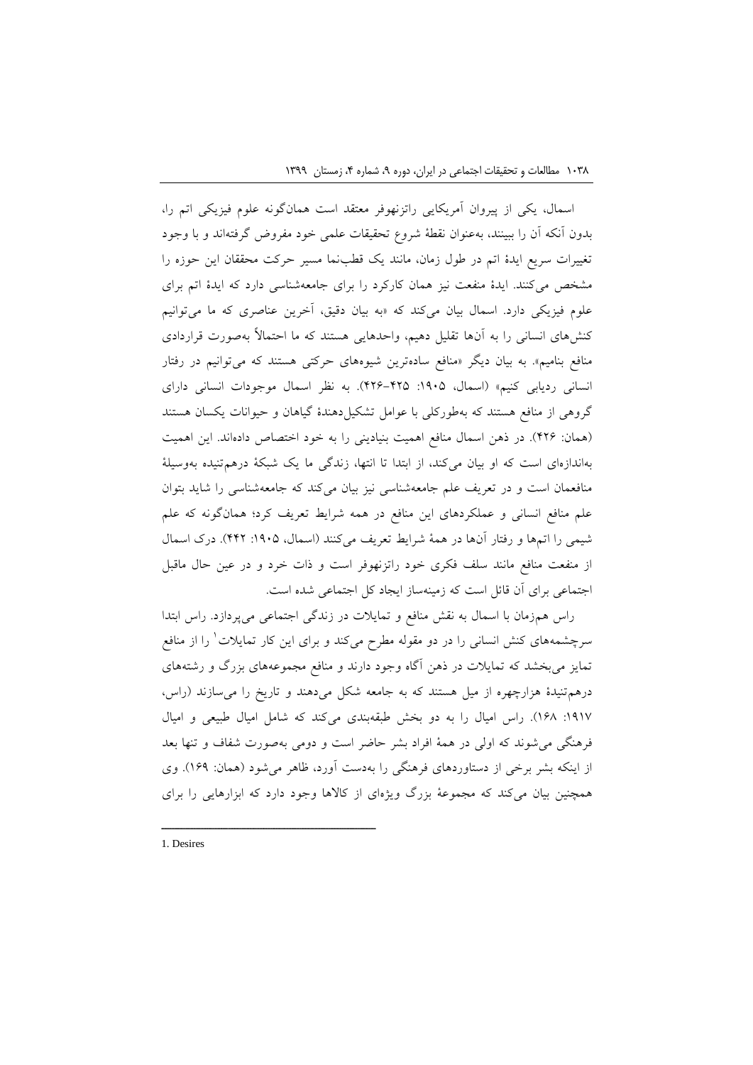اسمال، یکی از پیروان آمریکایی راتزنهوفر معتقد است همان‌گونه علوم فیزیکی اتم را، بدون آنکه آن را ببینند، به‌عنوان نقطهٔ شروع تحقیقات علمی خود مفروض گرفته‌اند و با وجود تغییرات سریع ایدهٔ اتم در طول زمان، مانند یک قطب‌نما مسیر حرکت محققان این حوزه را مشخص می‌کنند. ایدهٔ منفعت نیز همان کارکرد را برای جامعه‌شناسی دارد که ایدهٔ اتم برای علوم فیزیکی دارد. اسمال بیان می‌کند که «به بیان دقیق، آخرین عناصری که ما می‌توانیم کنش‌های انسانی را به آن‌ها تقلیل دهیم، واحدهایی هستند که ما احتمالاً به‌صورت قراردادی منافع بنامیم». به بیان دیگر «منافع ساده‌ترین شیوه‌های حرکتی هستند که می‌توانیم در رفتار انسانی ردیابی کنیم» (اسمال، ۱۹۰۵: ۴۲۵-۴۲۶). به نظر اسمال موجودات انسانی دارای گروهی از منافع هستند که به‌طورکلی با عوامل تشکیل‌دهندهٔ گیاهان و حیوانات یکسان هستند (همان: ۴۲۶). در ذهن اسمال منافع اهمیت بنیادینی را به خود اختصاص داده‌اند. این اهمیت به‌اندازه‌ای است که او بیان می‌کند، از ابتدا تا انتها، زندگی ما یک شبکهٔ درهم‌تنیده به‌وسیلهٔ منافعمان است و در تعریف علم جامعه‌شناسی نیز بیان می‌کند که جامعه‌شناسی را شاید بتوان علم منافع انسانی و عملکردهای این منافع در همه شرایط تعریف کرد؛ همان‌گونه که علم شیمی را اتم‌ها و رفتار آن‌ها در همهٔ شرایط تعریف می‌کنند (اسمال، ۱۹۰۵: ۴۴۲). درک اسمال از منفعت منافع مانند سلف فکری خود راتزنهوفر است و ذات خرد و در عین حال ماقبل اجتماعی برای آن قائل است که زمینه‌ساز ایجاد کل اجتماعی شده است.

راس هم‌زمان با اسمال به نقش منافع و تمایلات در زندگی اجتماعی می‌پردازد. راس ابتدا سرچشمه‌های کنش انسانی را در دو مقوله مطرح می‌کند و برای این کار تمایلات[1] را از منافع تمایز می‌بخشد که تمایلات در ذهن آگاه وجود دارند و منافع مجموعه‌های بزرگ و رشته‌های درهم‌تنیدهٔ هزارچهره از میل هستند که به جامعه شکل می‌دهند و تاریخ را می‌سازند (راس، ۱۹۱۷: ۱۶۸). راس امیال را به دو بخش طبقه‌بندی می‌کند که شامل امیال طبیعی و امیال فرهنگی می‌شوند که اولی در همهٔ افراد بشر حاضر است و دومی به‌صورت شفاف و تنها بعد از اینکه بشر برخی از دستاوردهای فرهنگی را به‌دست آورد، ظاهر می‌شود (همان: ۱۶۹). وی همچنین بیان می‌کند که مجموعهٔ بزرگ ویژه‌ای از کالاها وجود دارد که ابزارهایی را برای

---

1. Desires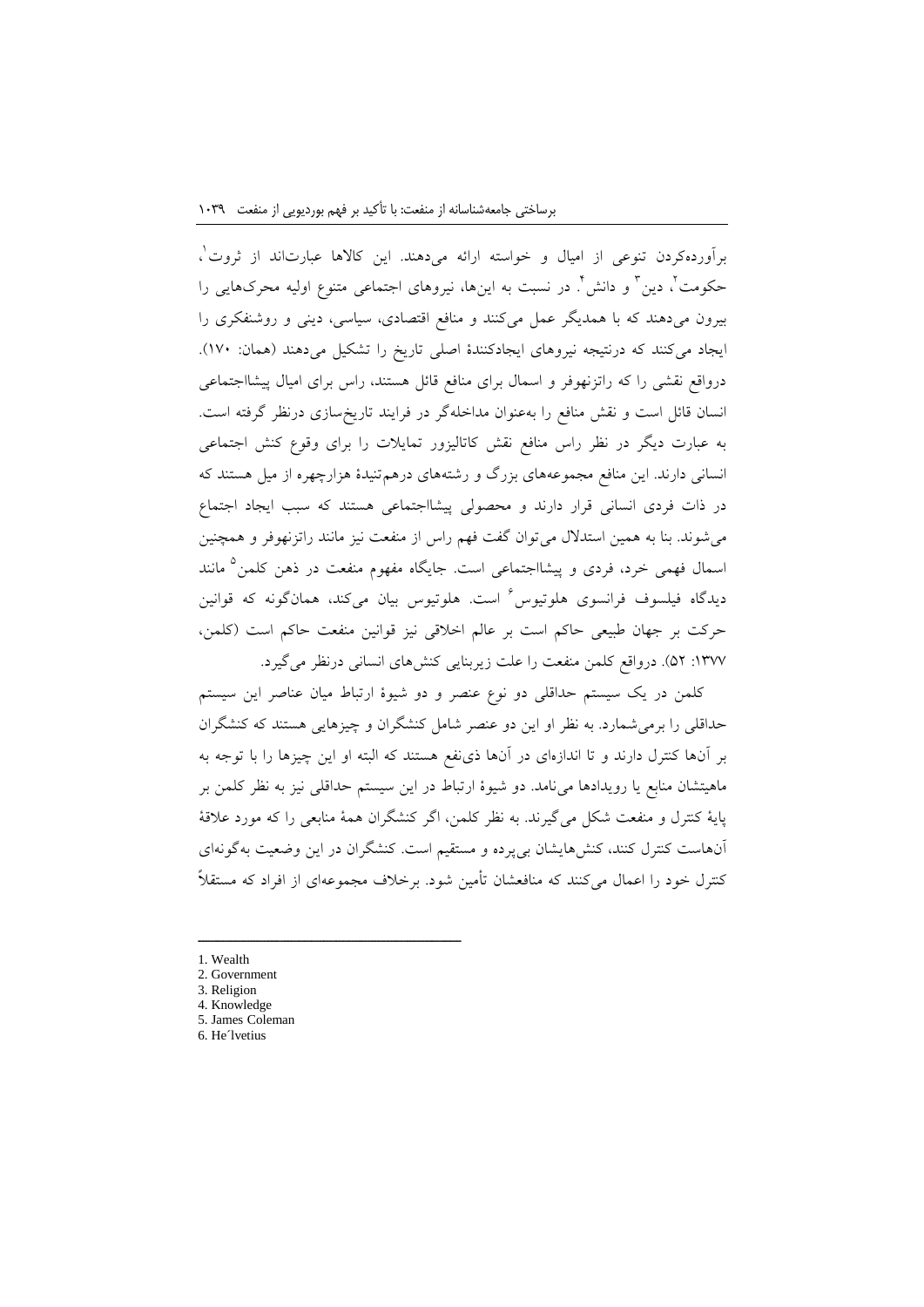برآورده‌کردن تنوعی از امیال و خواسته ارائه می‌دهند. این کالاها عبارت‌اند از ثروت[1]، حکومت[2]، دین[3] و دانش[4]. در نسبت به این‌ها، نیروهای اجتماعی متنوع اولیه محرک‌هایی را بیرون می‌دهند که با همدیگر عمل می‌کنند و منافع اقتصادی، سیاسی، دینی و روشنفکری را ایجاد می‌کنند که درنتیجه نیروهای ایجادکنندهٔ اصلی تاریخ را تشکیل می‌دهند (همان: ۱۷۰). درواقع نقشی را که راتزنهوفر و اسمال برای منافع قائل هستند، راس برای امیال پیشااجتماعی انسان قائل است و نقش منافع را به‌عنوان مداخله‌گر در فرایند تاریخ‌سازی درنظر گرفته است. به عبارت دیگر در نظر راس منافع نقش کاتالیزور تمایلات را برای وقوع کنش اجتماعی انسانی دارند. این منافع مجموعه‌های بزرگ و رشته‌های درهم‌تنیدهٔ هزارچهره از میل هستند که در ذات فردی انسانی قرار دارند و محصولی پیشااجتماعی هستند که سبب ایجاد اجتماع می‌شوند. بنا به همین استدلال می‌توان گفت فهم راس از منفعت نیز مانند راتزنهوفر و همچنین اسمال فهمی خرد، فردی و پیشااجتماعی است. جایگاه مفهوم منفعت در ذهن کلمن[5] مانند دیدگاه فیلسوف فرانسوی هلوتیوس[6] است. هلوتیوس بیان می‌کند، همان‌گونه که قوانین حرکت بر جهان طبیعی حاکم است بر عالم اخلاقی نیز قوانین منفعت حاکم است (کلمن، ۱۳۷۷: ۵۲). درواقع کلمن منفعت را علت زیربنایی کنش‌های انسانی درنظر می‌گیرد.

کلمن در یک سیستم حداقلی دو نوع عنصر و دو شیوهٔ ارتباط میان عناصر این سیستم حداقلی را برمی‌شمارد. به نظر او این دو عنصر شامل کنشگران و چیزهایی هستند که کنشگران بر آن‌ها کنترل دارند و تا اندازه‌ای در آن‌ها ذی‌نفع هستند که البته او این چیزها را با توجه به ماهیتشان منابع یا رویدادها می‌نامد. دو شیوهٔ ارتباط در این سیستم حداقلی نیز به نظر کلمن بر پایهٔ کنترل و منفعت شکل می‌گیرند. به نظر کلمن، اگر کنشگران همهٔ منابعی را که مورد علاقهٔ آن‌هاست کنترل کنند، کنش‌هایشان بی‌پرده و مستقیم است. کنشگران در این وضعیت به‌گونه‌ای کنترل خود را اعمال می‌کنند که منافعشان تأمین شود. برخلاف مجموعه‌ای از افراد که مستقلاً

---

1. Wealth
2. Government
3. Religion
4. Knowledge
5. James Coleman
6. He´lvetius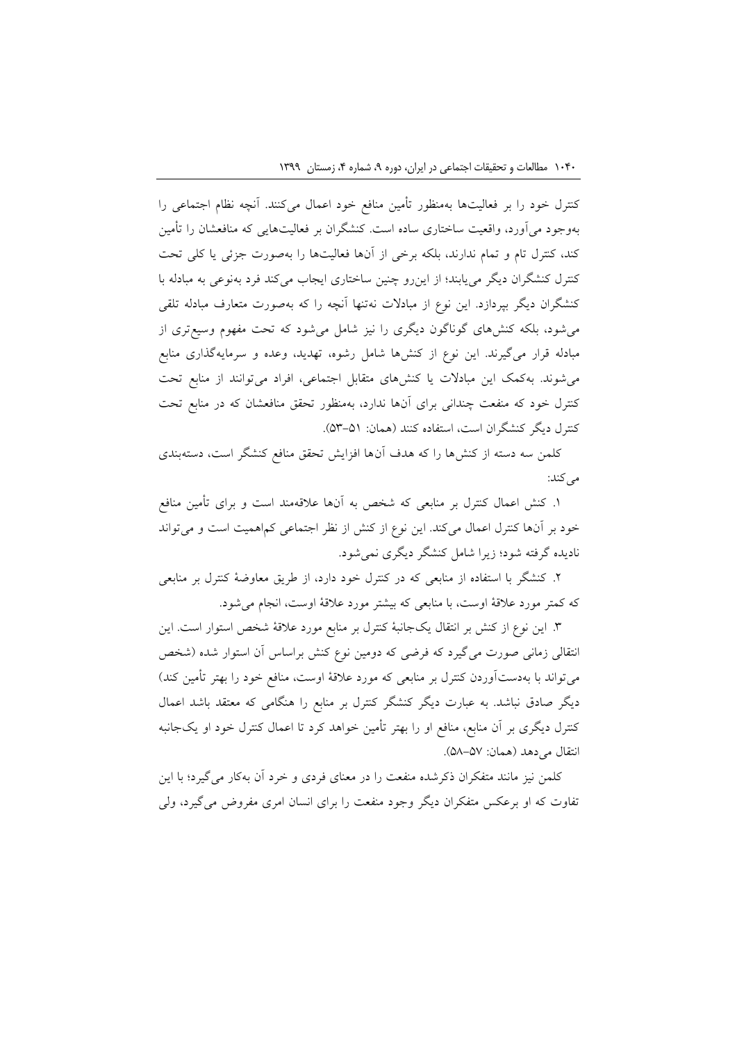کنترل خود را بر فعالیت‌ها به‌منظور تأمین منافع خود اعمال می‌کنند. آنچه نظام اجتماعی را به‌وجود می‌آورد، واقعیت ساختاری ساده است. کنشگران بر فعالیت‌هایی که منافعشان را تأمین کند، کنترل تام و تمام ندارند، بلکه برخی از آن‌ها فعالیت‌ها را به‌صورت جزئی یا کلی تحت کنترل کنشگران دیگر می‌یابند؛ از این‌رو چنین ساختاری ایجاب می‌کند فرد به‌نوعی به مبادله با کنشگران دیگر بپردازد. این نوع از مبادلات نه‌تنها آنچه را که به‌صورت متعارف مبادله تلقی می‌شود، بلکه کنش‌های گوناگون دیگری را نیز شامل می‌شود که تحت مفهوم وسیع‌تری از مبادله قرار می‌گیرند. این نوع از کنش‌ها شامل رشوه، تهدید، وعده و سرمایه‌گذاری منابع می‌شوند. به‌کمک این مبادلات یا کنش‌های متقابل اجتماعی، افراد می‌توانند از منابع تحت کنترل خود که منفعت چندانی برای آن‌ها ندارد، به‌منظور تحقق منافعشان که در منابع تحت کنترل دیگر کنشگران است، استفاده کنند (همان: ۵۱-۵۳).

کلمن سه دسته از کنش‌ها را که هدف آن‌ها افزایش تحقق منافع کنشگر است، دسته‌بندی می‌کند:

۱. کنش اعمال کنترل بر منابعی که شخص به آن‌ها علاقه‌مند است و برای تأمین منافع خود بر آن‌ها کنترل اعمال می‌کند. این نوع از کنش از نظر اجتماعی کم‌اهمیت است و می‌تواند نادیده گرفته شود؛ زیرا شامل کنشگر دیگری نمی‌شود.

۲. کنشگر با استفاده از منابعی که در کنترل خود دارد، از طریق معاوضهٔ کنترل بر منابعی که کمتر مورد علاقهٔ اوست، با منابعی که بیشتر مورد علاقهٔ اوست، انجام می‌شود.

۳. این نوع از کنش بر انتقال یک‌جانبهٔ کنترل بر منابع مورد علاقهٔ شخص استوار است. این انتقالی زمانی صورت می‌گیرد که فرضی که دومین نوع کنش براساس آن استوار شده (شخص می‌تواند با به‌دست‌آوردن کنترل بر منابعی که مورد علاقهٔ اوست، منافع خود را بهتر تأمین کند) دیگر صادق نباشد. به عبارت دیگر کنشگر کنترل بر منابع را هنگامی که معتقد باشد اعمال کنترل دیگری بر آن منابع، منافع او را بهتر تأمین خواهد کرد تا اعمال کنترل خود او یک‌جانبه انتقال می‌دهد (همان: ۵۷-۵۸).

کلمن نیز مانند متفکران ذکرشده منفعت را در معنای فردی و خرد آن به‌کار می‌گیرد؛ با این تفاوت که او برعکس متفکران دیگر وجود منفعت را برای انسان امری مفروض می‌گیرد، ولی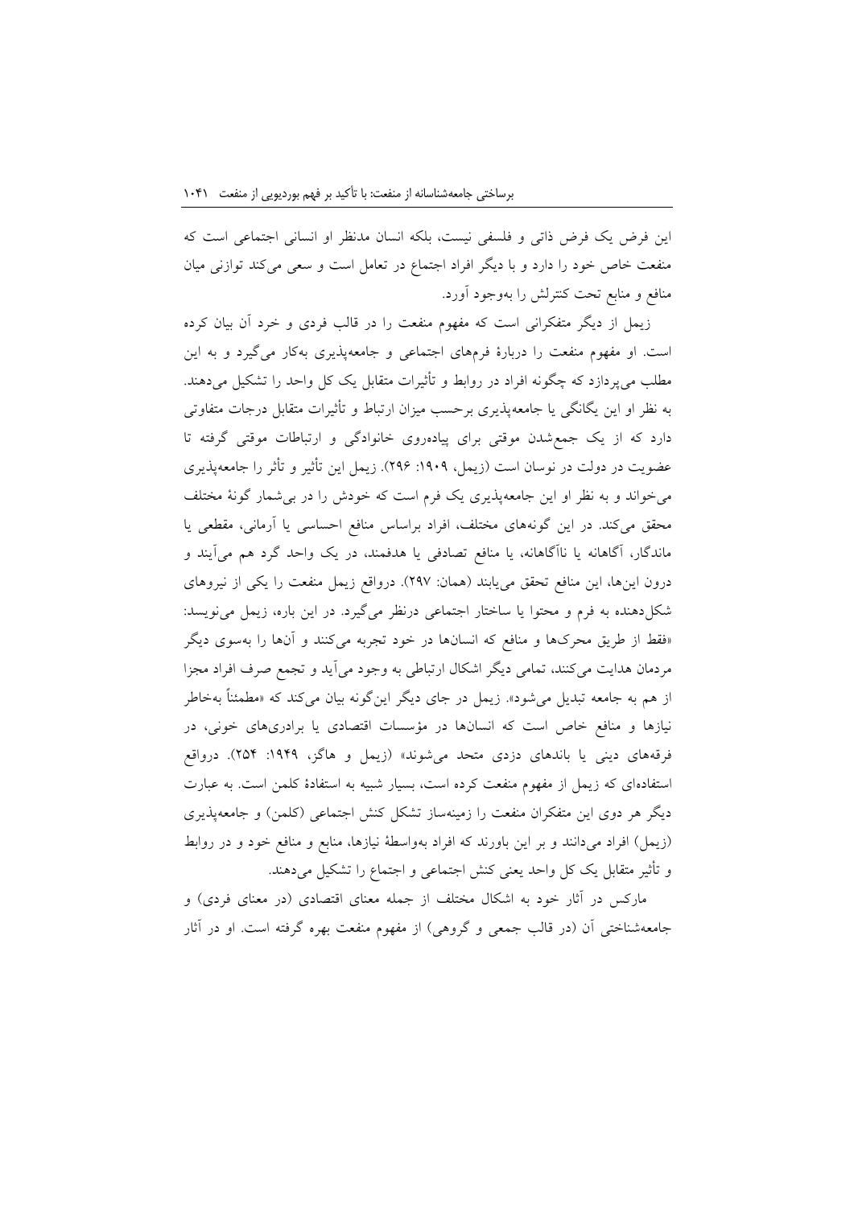این فرض یک فرض ذاتی و فلسفی نیست، بلکه انسان مدنظر او انسانی اجتماعی است که منفعت خاص خود را دارد و با دیگر افراد اجتماع در تعامل است و سعی می‌کند توازنی میان منافع و منابع تحت کنترلش را به‌وجود آورد.

زیمل از دیگر متفکرانی است که مفهوم منفعت را در قالب فردی و خرد آن بیان کرده است. او مفهوم منفعت را دربارهٔ فرم‌های اجتماعی و جامعه‌پذیری به‌کار می‌گیرد و به این مطلب می‌پردازد که چگونه افراد در روابط و تأثیرات متقابل یک کل واحد را تشکیل می‌دهند. به نظر او این یگانگی یا جامعه‌پذیری برحسب میزان ارتباط و تأثیرات متقابل درجات متفاوتی دارد که از یک جمع‌شدن موقتی برای پیاده‌روی خانوادگی و ارتباطات موقتی گرفته تا عضویت در دولت در نوسان است (زیمل، ۱۹۰۹: ۲۹۶). زیمل این تأثیر و تأثر را جامعه‌پذیری می‌خواند و به نظر او این جامعه‌پذیری یک فرم است که خودش را در بی‌شمار گونهٔ مختلف محقق می‌کند. در این گونه‌های مختلف، افراد براساس منافع احساسی یا آرمانی، مقطعی یا ماندگار، آگاهانه یا ناآگاهانه، یا منافع تصادفی یا هدفمند، در یک واحد گرد هم می‌آیند و درون این‌ها، این منافع تحقق می‌یابند (همان: ۲۹۷). درواقع زیمل منفعت را یکی از نیروهای شکل‌دهنده به فرم و محتوا یا ساختار اجتماعی درنظر می‌گیرد. در این باره، زیمل می‌نویسد: «فقط از طریق محرک‌ها و منافع که انسان‌ها در خود تجربه می‌کنند و آن‌ها را به‌سوی دیگر مردمان هدایت می‌کنند، تمامی دیگر اشکال ارتباطی به وجود می‌آید و تجمع صرف افراد مجزا از هم به جامعه تبدیل می‌شود». زیمل در جای دیگر این‌گونه بیان می‌کند که «مطمئناً به‌خاطر نیازها و منافع خاص است که انسان‌ها در مؤسسات اقتصادی یا برادری‌های خونی، در فرقه‌های دینی یا باندهای دزدی متحد می‌شوند» (زیمل و هاگز، ۱۹۴۹: ۲۵۴). درواقع استفاده‌ای که زیمل از مفهوم منفعت کرده است، بسیار شبیه به استفادهٔ کلمن است. به عبارت دیگر هر دوی این متفکران منفعت را زمینه‌ساز تشکل کنش اجتماعی (کلمن) و جامعه‌پذیری (زیمل) افراد می‌دانند و بر این باورند که افراد به‌واسطهٔ نیازها، منابع و منافع خود و در روابط و تأثیر متقابل یک کل واحد یعنی کنش اجتماعی و اجتماع را تشکیل می‌دهند.

مارکس در آثار خود به اشکال مختلف از جمله معنای اقتصادی (در معنای فردی) و جامعه‌شناختی آن (در قالب جمعی و گروهی) از مفهوم منفعت بهره گرفته است. او در آثار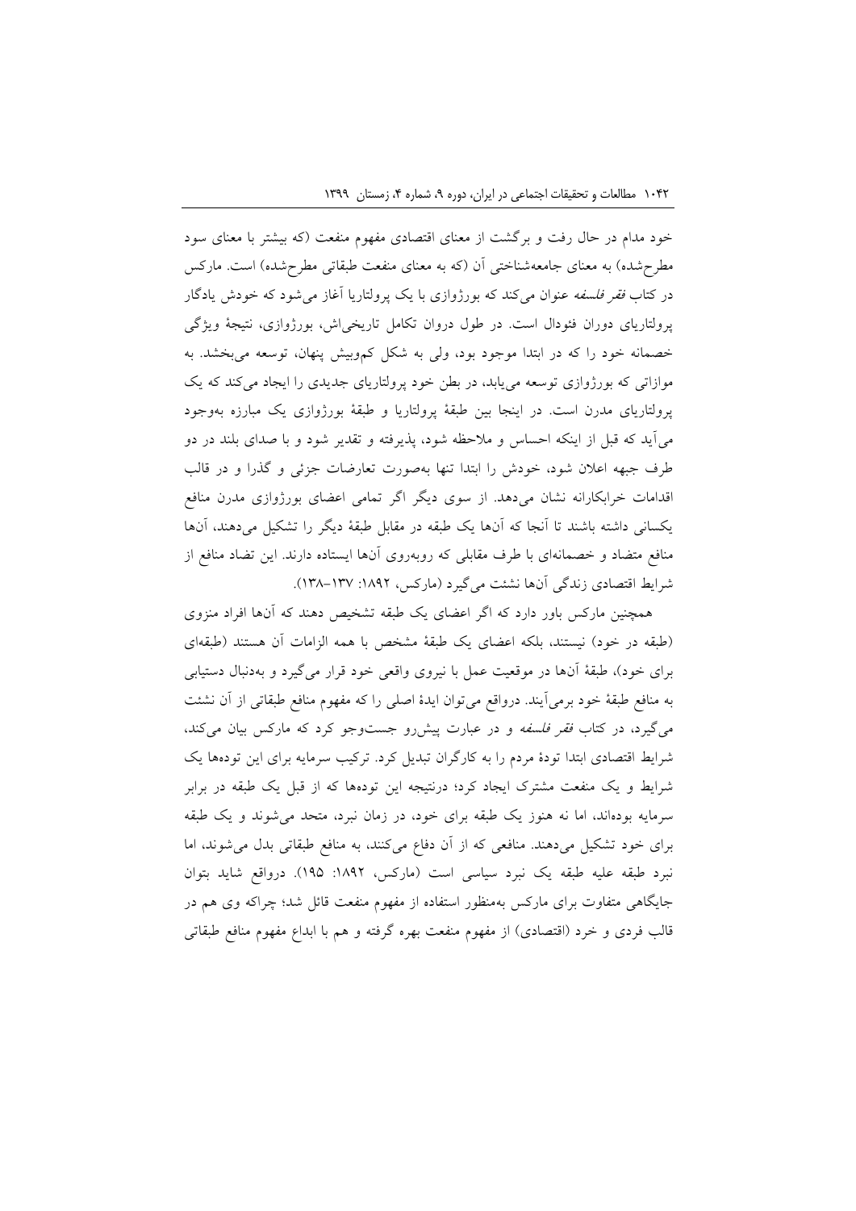خود مدام در حال رفت و برگشت از معنای اقتصادی مفهوم منفعت (که بیشتر با معنای سود مطرح‌شده) به معنای جامعه‌شناختی آن (که به معنای منفعت طبقاتی مطرح‌شده) است. مارکس در کتاب *فقر فلسفه* عنوان می‌کند که بورژوازی با یک پرولتاریا آغاز می‌شود که خودش یادگار پرولتاریای دوران فئودال است. در طول دروان تکامل تاریخی‌اش، بورژوازی، نتیجهٔ ویژگی خصمانه خود را که در ابتدا موجود بود، ولی به شکل کم‌وبیش پنهان، توسعه می‌بخشد. به موازاتی که بورژوازی توسعه می‌یابد، در بطن خود پرولتاریای جدیدی را ایجاد می‌کند که یک پرولتاریای مدرن است. در اینجا بین طبقهٔ پرولتاریا و طبقهٔ بورژوازی یک مبارزه به‌وجود می‌آید که قبل از اینکه احساس و ملاحظه شود، پذیرفته و تقدیر شود و با صدای بلند در دو طرف جبهه اعلان شود، خودش را ابتدا تنها به‌صورت تعارضات جزئی و گذرا و در قالب اقدامات خرابکارانه نشان می‌دهد. از سوی دیگر اگر تمامی اعضای بورژوازی مدرن منافع یکسانی داشته باشند تا آنجا که آن‌ها یک طبقه در مقابل طبقهٔ دیگر را تشکیل می‌دهند، آن‌ها منافع متضاد و خصمانه‌ای با طرف مقابلی که روبه‌روی آن‌ها ایستاده دارند. این تضاد منافع از شرایط اقتصادی زندگی آن‌ها نشئت می‌گیرد (مارکس، ۱۸۹۲: ۱۳۷–۱۳۸).

همچنین مارکس باور دارد که اگر اعضای یک طبقه تشخیص دهند که آن‌ها افراد منزوی (طبقه در خود) نیستند، بلکه اعضای یک طبقهٔ مشخص با همه الزامات آن هستند (طبقه‌ای برای خود)، طبقهٔ آن‌ها در موقعیت عمل با نیروی واقعی خود قرار می‌گیرد و به‌دنبال دستیابی به منافع طبقهٔ خود برمی‌آیند. درواقع می‌توان ایدهٔ اصلی را که مفهوم منافع طبقاتی از آن نشئت می‌گیرد، در کتاب *فقر فلسفه* و در عبارت پیش‌رو جست‌وجو کرد که مارکس بیان می‌کند، شرایط اقتصادی ابتدا تودهٔ مردم را به کارگران تبدیل کرد. ترکیب سرمایه برای این توده‌ها یک شرایط و یک منفعت مشترک ایجاد کرد؛ درنتیجه این توده‌ها که از قبل یک طبقه در برابر سرمایه بوده‌اند، اما نه هنوز یک طبقه برای خود، در زمان نبرد، متحد می‌شوند و یک طبقه برای خود تشکیل می‌دهند. منافعی که از آن دفاع می‌کنند، به منافع طبقاتی بدل می‌شوند، اما نبرد طبقه علیه طبقه یک نبرد سیاسی است (مارکس، ۱۸۹۲: ۱۹۵). درواقع شاید بتوان جایگاهی متفاوت برای مارکس به‌منظور استفاده از مفهوم منفعت قائل شد؛ چراکه وی هم در قالب فردی و خرد (اقتصادی) از مفهوم منفعت بهره گرفته و هم با ابداع مفهوم منافع طبقاتی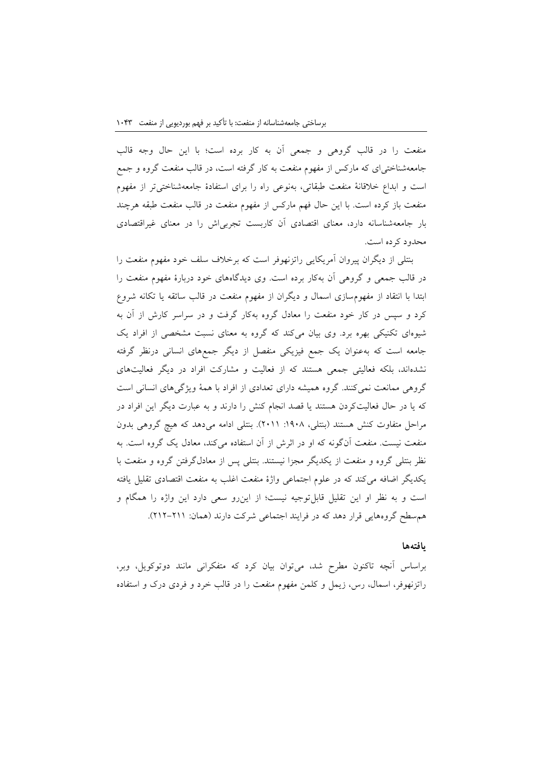منفعت را در قالب گروهی و جمعی آن به کار برده است؛ با این حال وجه قالب جامعه‌شناختی‌ای که مارکس از مفهوم منفعت به کار گرفته است، در قالب منفعت گروه و جمع است و ابداع خلاقانهٔ منفعت طبقاتی، به‌نوعی راه را برای استفادهٔ جامعه‌شناختی‌تر از مفهوم منفعت باز کرده است. با این حال فهم مارکس از مفهوم منفعت در قالب منفعت طبقه هرچند بار جامعه‌شناسانه دارد، معنای اقتصادی آن کاربست تجربی‌اش را در معنای غیراقتصادی محدود کرده است.

بنتلی از دیگران پیروان آمریکایی راتزنهوفر است که برخلاف سلف خود مفهوم منفعت را در قالب جمعی و گروهی آن به‌کار برده است. وی دیدگاه‌های خود دربارهٔ مفهوم منفعت را ابتدا با انتقاد از مفهوم‌سازی اسمال و دیگران از مفهوم منفعت در قالب سائقه یا تکانه شروع کرد و سپس در کار خود منفعت را معادل گروه به‌کار گرفت و در سراسر کارش از آن به شیوه‌ای تکنیکی بهره برد. وی بیان می‌کند که گروه به معنای نسبت مشخصی از افراد یک جامعه است که به‌عنوان یک جمع فیزیکی منفصل از دیگر جمع‌های انسانی درنظر گرفته نشده‌اند، بلکه فعالیتی جمعی هستند که از فعالیت و مشارکت افراد در دیگر فعالیت‌های گروهی ممانعت نمی‌کنند. گروه همیشه دارای تعدادی از افراد با همهٔ ویژگی‌های انسانی است که یا در حال فعالیت‌کردن هستند یا قصد انجام کنش را دارند و به عبارت دیگر این افراد در مراحل متفاوت کنش هستند (بنتلی، ۱۹۰۸: ۲۰۱۱). بنتلی ادامه می‌دهد که هیچ گروهی بدون منفعت نیست. منفعت آن‌گونه که او در اثرش از آن استفاده می‌کند، معادل یک گروه است. به نظر بنتلی گروه و منفعت از یکدیگر مجزا نیستند. بنتلی پس از معادل‌گرفتن گروه و منفعت با یکدیگر اضافه می‌کند که در علوم اجتماعی واژهٔ منفعت اغلب به منفعت اقتصادی تقلیل یافته است و به نظر او این تقلیل قابل‌توجیه نیست؛ از این‌رو سعی دارد این واژه را همگام و هم‌سطح گروه‌هایی قرار دهد که در فرایند اجتماعی شرکت دارند (همان: ۲۱۱-۲۱۲).

## یافته‌ها

براساس آنچه تاکنون مطرح شد، می‌توان بیان کرد که متفکرانی مانند دوتوکویل، وبر، راتزنهوفر، اسمال، رس، زیمل و کلمن مفهوم منفعت را در قالب خرد و فردی درک و استفاده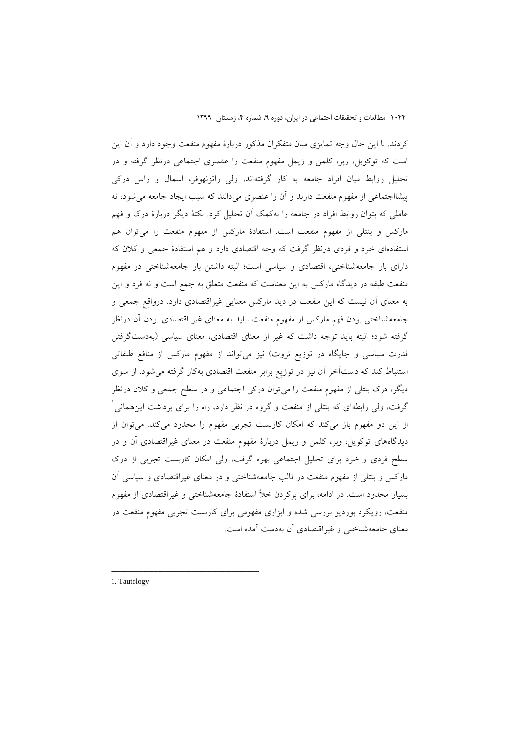کردند. با این حال وجه تمایزی میان متفکران مذکور دربارهٔ مفهوم منفعت وجود دارد و آن این است که توکویل، وبر، کلمن و زیمل مفهوم منفعت را عنصری اجتماعی درنظر گرفته و در تحلیل روابط میان افراد جامعه به کار گرفته‌اند، ولی راتزنهوفر، اسمال و راس درکی پیشااجتماعی از مفهوم منفعت دارند و آن را عنصری می‌دانند که سبب ایجاد جامعه می‌شود، نه عاملی که بتوان روابط افراد در جامعه را به‌کمک آن تحلیل کرد. نکتهٔ دیگر دربارهٔ درک و فهم مارکس و بنتلی از مفهوم منفعت است. استفادهٔ مارکس از مفهوم منفعت را می‌توان هم استفاده‌ای خرد و فردی درنظر گرفت که وجه اقتصادی دارد و هم استفادهٔ جمعی و کلان که دارای بار جامعه‌شناختی، اقتصادی و سیاسی است؛ البته داشتن بار جامعه‌شناختی در مفهوم منفعت طبقه در دیدگاه مارکس به این معناست که منفعت متعلق به جمع است و نه فرد و این به معنای آن نیست که این منفعت در دید مارکس معنایی غیراقتصادی دارد. درواقع جمعی و جامعه‌شناختی بودن فهم مارکس از مفهوم منفعت نباید به معنای غیر اقتصادی بودن آن درنظر گرفته شود؛ البته باید توجه داشت که غیر از معنای اقتصادی، معنای سیاسی (به‌دست‌گرفتن قدرت سیاسی و جایگاه در توزیع ثروت) نیز می‌تواند از مفهوم مارکس از منافع طبقاتی استنباط کند که دست‌آخر آن نیز در توزیع برابر منفعت اقتصادی به‌کار گرفته می‌شود. از سوی دیگر، درک بنتلی از مفهوم منفعت را می‌توان درکی اجتماعی و در سطح جمعی و کلان درنظر گرفت، ولی رابطه‌ای که بنتلی از منفعت و گروه در نظر دارد، راه را برای برداشت این‌همانی[1] از این دو مفهوم باز می‌کند که امکان کاربست تجربی مفهوم را محدود می‌کند. می‌توان از دیدگاه‌های توکویل، وبر، کلمن و زیمل دربارهٔ مفهوم منفعت در معنای غیراقتصادی آن و در سطح فردی و خرد برای تحلیل اجتماعی بهره گرفت، ولی امکان کاربست تجربی از درک مارکس و بنتلی از مفهوم منفعت در قالب جامعه‌شناختی و در معنای غیراقتصادی و سیاسی آن بسیار محدود است. در ادامه، برای پرکردن خلأ استفادهٔ جامعه‌شناختی و غیراقتصادی از مفهوم منفعت، رویکرد بوردیو بررسی شده و ابزاری مفهومی برای کاربست تجربی مفهوم منفعت در معنای جامعه‌شناختی و غیراقتصادی آن به‌دست آمده است.

---

1. Tautology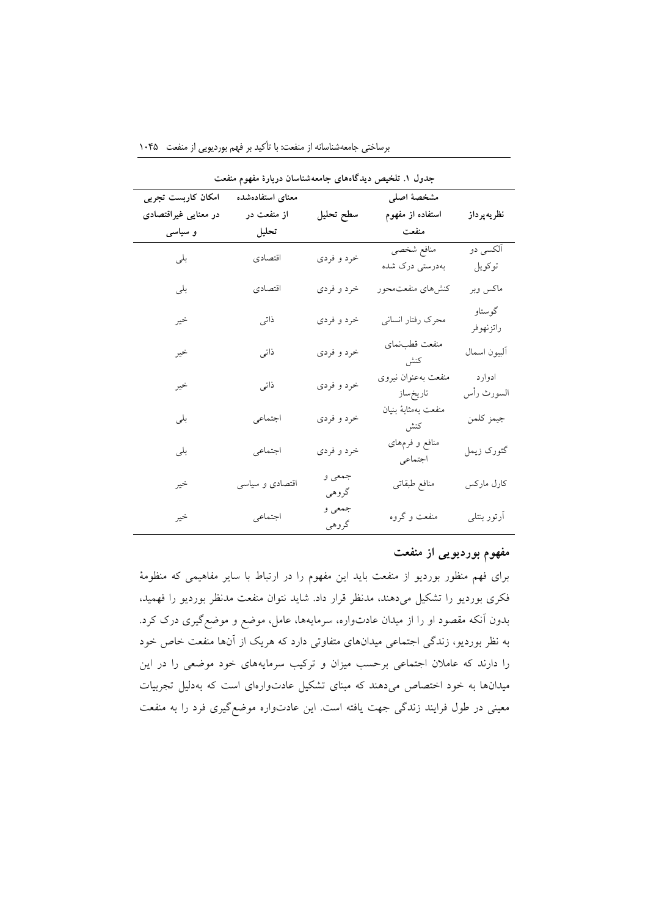**جدول ۱. تلخیص دیدگاه‌های جامعه‌شناسان دربارهٔ مفهوم منفعت**

| نظریه‌پرداز | مشخصهٔ اصلی استفاده از مفهوم منفعت | سطح تحلیل | معنای استفاده‌شده از منفعت در تحلیل | امکان کاربست تجربی در معنایی غیراقتصادی و سیاسی |
|---|---|---|---|---|
| آلکسی دو توکویل | منافع شخصی به‌درستی درک شده | خرد و فردی | اقتصادی | بلی |
| ماکس وبر | کنش‌های منفعت‌محور | خرد و فردی | اقتصادی | بلی |
| گوستاو راتزنهوفر | محرک رفتار انسانی | خرد و فردی | ذاتی | خیر |
| آلبیون اسمال | منفعت قطب‌نمای کنش | خرد و فردی | ذاتی | خیر |
| ادوارد السورث رأس | منفعت به‌عنوان نیروی تاریخ‌ساز | خرد و فردی | ذاتی | خیر |
| جیمز کلمن | منفعت به‌مثابهٔ بنیان کنش | خرد و فردی | اجتماعی | بلی |
| گئورک زیمل | منافع و فرم‌های اجتماعی | خرد و فردی | اجتماعی | بلی |
| کارل مارکس | منافع طبقاتی | جمعی و گروهی | اقتصادی و سیاسی | خیر |
| آرتور بنتلی | منفعت و گروه | جمعی و گروهی | اجتماعی | خیر |

## مفهوم بوردیویی از منفعت

برای فهم منظور بوردیو از منفعت باید این مفهوم را در ارتباط با سایر مفاهیمی که منظومهٔ فکری بوردیو را تشکیل می‌دهند، مدنظر قرار داد. شاید نتوان منفعت مدنظر بوردیو را فهمید، بدون آنکه مقصود او را از میدان عادت‌واره، سرمایه‌ها، عامل، موضع و موضع‌گیری درک کرد. به نظر بوردیو، زندگی اجتماعی میدان‌های متفاوتی دارد که هریک از آن‌ها منفعت خاص خود را دارند که عاملان اجتماعی برحسب میزان و ترکیب سرمایه‌های خود موضعی را در این میدان‌ها به خود اختصاص می‌دهند که مبنای تشکیل عادت‌واره‌ای است که به‌دلیل تجربیات معینی در طول فرایند زندگی جهت یافته است. این عادت‌واره موضع‌گیری فرد را به منفعت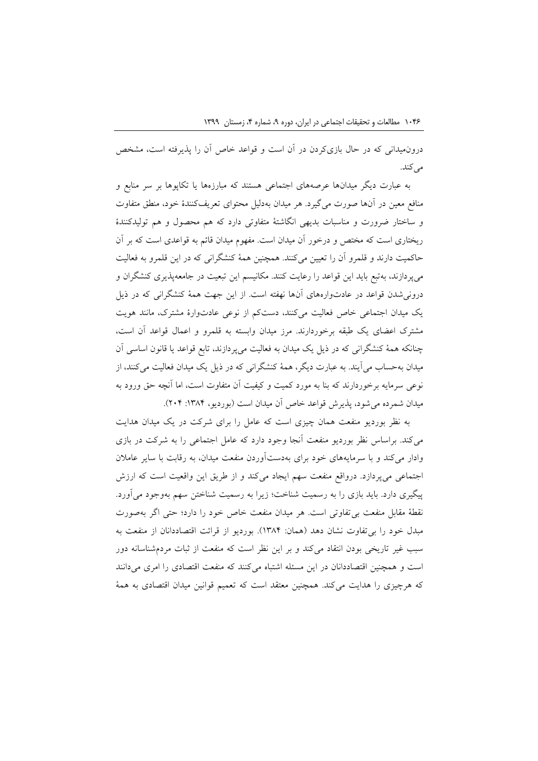درون‌میدانی که در حال بازی‌کردن در آن است و قواعد خاص آن را پذیرفته است، مشخص می‌کند.

به عبارت دیگر میدان‌ها عرصه‌های اجتماعی هستند که مبارزه‌ها یا تکاپوها بر سر منابع و منافع معین در آن‌ها صورت می‌گیرد. هر میدان به‌دلیل محتوای تعریف‌کنندهٔ خود، منطق متفاوت و ساختار ضرورت و مناسبات بدیهی انگاشتهٔ متفاوتی دارد که هم محصول و هم تولیدکنندهٔ ریختاری است که مختص و درخور آن میدان است. مفهوم میدان قائم به قواعدی است که بر آن حاکمیت دارند و قلمرو آن را تعیین می‌کنند. همچنین همهٔ کنشگرانی که در این قلمرو به فعالیت می‌پردازند، به‌تبع باید این قواعد را رعایت کنند. مکانیسم این تبعیت در جامعه‌پذیری کنشگران و درونی‌شدن قواعد در عادت‌واره‌های آن‌ها نهفته است. از این جهت همهٔ کنشگرانی که در ذیل یک میدان اجتماعی خاص فعالیت می‌کنند، دست‌کم از نوعی عادت‌وارهٔ مشترک، مانند هویت مشترک اعضای یک طبقه برخوردارند. مرز میدان وابسته به قلمرو و اعمال قواعد آن است، چنانکه همهٔ کنشگرانی که در ذیل یک میدان به فعالیت می‌پردازند، تابع قواعد یا قانون اساسی آن میدان به‌حساب می‌آیند. به عبارت دیگر، همهٔ کنشگرانی که در ذیل یک میدان فعالیت می‌کنند، از نوعی سرمایه برخوردارند که بنا به مورد کمیت و کیفیت آن متفاوت است، اما آنچه حق ورود به میدان شمرده می‌شود، پذیرش قواعد خاص آن میدان است (بوردیو، ۱۳۸۴: ۲۰۴).

به نظر بوردیو منفعت همان چیزی است که عامل را برای شرکت در یک میدان هدایت می‌کند. براساس نظر بوردیو منفعت آنجا وجود دارد که عامل اجتماعی را به شرکت در بازی وادار می‌کند و با سرمایه‌های خود برای به‌دست‌آوردن منفعت میدان، به رقابت با سایر عاملان اجتماعی می‌پردازد. درواقع منفعت سهم ایجاد می‌کند و از طریق این واقعیت است که ارزش پیگیری دارد. باید بازی را به رسمیت شناخت؛ زیرا به رسمیت شناختن سهم به‌وجود می‌آورد. نقطهٔ مقابل منفعت بی‌تفاوتی است. هر میدان منفعت خاص خود را دارد؛ حتی اگر به‌صورت مبدل خود را بی‌تفاوت نشان دهد (همان: ۱۳۸۴). بوردیو از قرائت اقتصاددانان از منفعت به سبب غیر تاریخی بودن انتقاد می‌کند و بر این نظر است که منفعت از ثبات مردم‌شناسانه دور است و همچنین اقتصاددانان در این مسئله اشتباه می‌کنند که منفعت اقتصادی را امری می‌دانند که هرچیزی را هدایت می‌کند. همچنین معتقد است که تعمیم قوانین میدان اقتصادی به همهٔ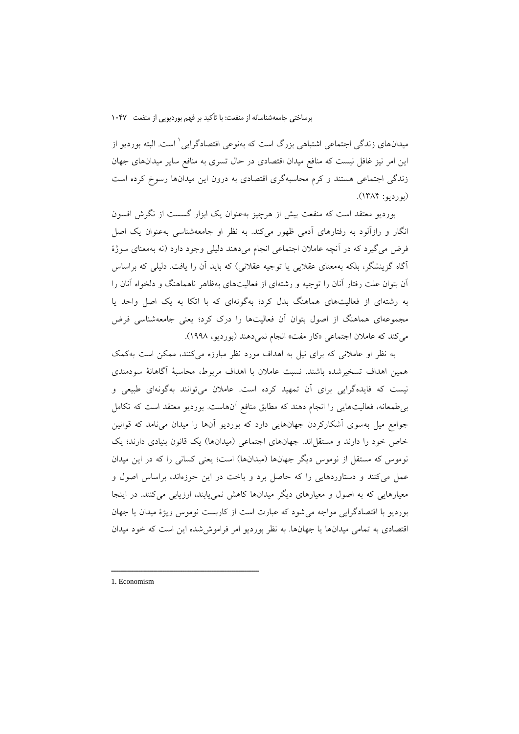میدان‌های زندگی اجتماعی اشتباهی بزرگ است که به‌نوعی اقتصادگرایی[1] است. البته بوردیو از این امر نیز غافل نیست که منافع میدان اقتصادی در حال تسری به منافع سایر میدان‌های جهان زندگی اجتماعی هستند و کرم محاسبه‌گری اقتصادی به درون این میدان‌ها رسوخ کرده است (بوردیو: ۱۳۸۴).

بوردیو معتقد است که منفعت بیش از هرچیز به‌عنوان یک ابزار گسست از نگرش افسون انگار و رازآلود به رفتارهای آدمی ظهور می‌کند. به نظر او جامعه‌شناسی به‌عنوان یک اصل فرض می‌گیرد که در آنچه عاملان اجتماعی انجام می‌دهند دلیلی وجود دارد (نه به‌معنای سوژهٔ آگاه گزینشگر، بلکه به‌معنای عقلایی یا توجیه عقلانی) که باید آن را یافت. دلیلی که براساس آن بتوان علت رفتار آنان را توجیه و رشته‌ای از فعالیت‌های به‌ظاهر ناهماهنگ و دلخواه آنان را به رشته‌ای از فعالیت‌های هماهنگ بدل کرد؛ به‌گونه‌ای که با اتکا به یک اصل واحد یا مجموعه‌ای هماهنگ از اصول بتوان آن فعالیت‌ها را درک کرد؛ یعنی جامعه‌شناسی فرض می‌کند که عاملان اجتماعی «کار مفت» انجام نمی‌دهند (بوردیو، ۱۹۹۸).

به نظر او عاملانی که برای نیل به اهداف مورد نظر مبارزه می‌کنند، ممکن است به‌کمک همین اهداف تسخیرشده باشند. نسبت عاملان با اهداف مربوط، محاسبهٔ آگاهانهٔ سودمندی نیست که فایده‌گرایی برای آن تمهید کرده است. عاملان می‌توانند به‌گونه‌ای طبیعی و بی‌طمعانه، فعالیت‌هایی را انجام دهند که مطابق منافع آن‌هاست. بوردیو معتقد است که تکامل جوامع میل به‌سوی آشکارکردن جهان‌هایی دارد که بوردیو آن‌ها را میدان می‌نامد که قوانین خاص خود را دارند و مستقل‌اند. جهان‌های اجتماعی (میدان‌ها) یک قانون بنیادی دارند؛ یک نوموس که مستقل از نوموس دیگر جهان‌ها (میدان‌ها) است؛ یعنی کسانی را که در این میدان عمل می‌کنند و دستاوردهایی را که حاصل برد و باخت در این حوزه‌اند، براساس اصول و معیارهایی که به اصول و معیارهای دیگر میدان‌ها کاهش نمی‌یابند، ارزیابی می‌کنند. در اینجا بوردیو با اقتصادگرایی مواجه می‌شود که عبارت است از کاربست نوموس ویژهٔ میدان یا جهان اقتصادی به تمامی میدان‌ها یا جهان‌ها. به نظر بوردیو امر فراموش‌شده این است که خود میدان

---

1. Economism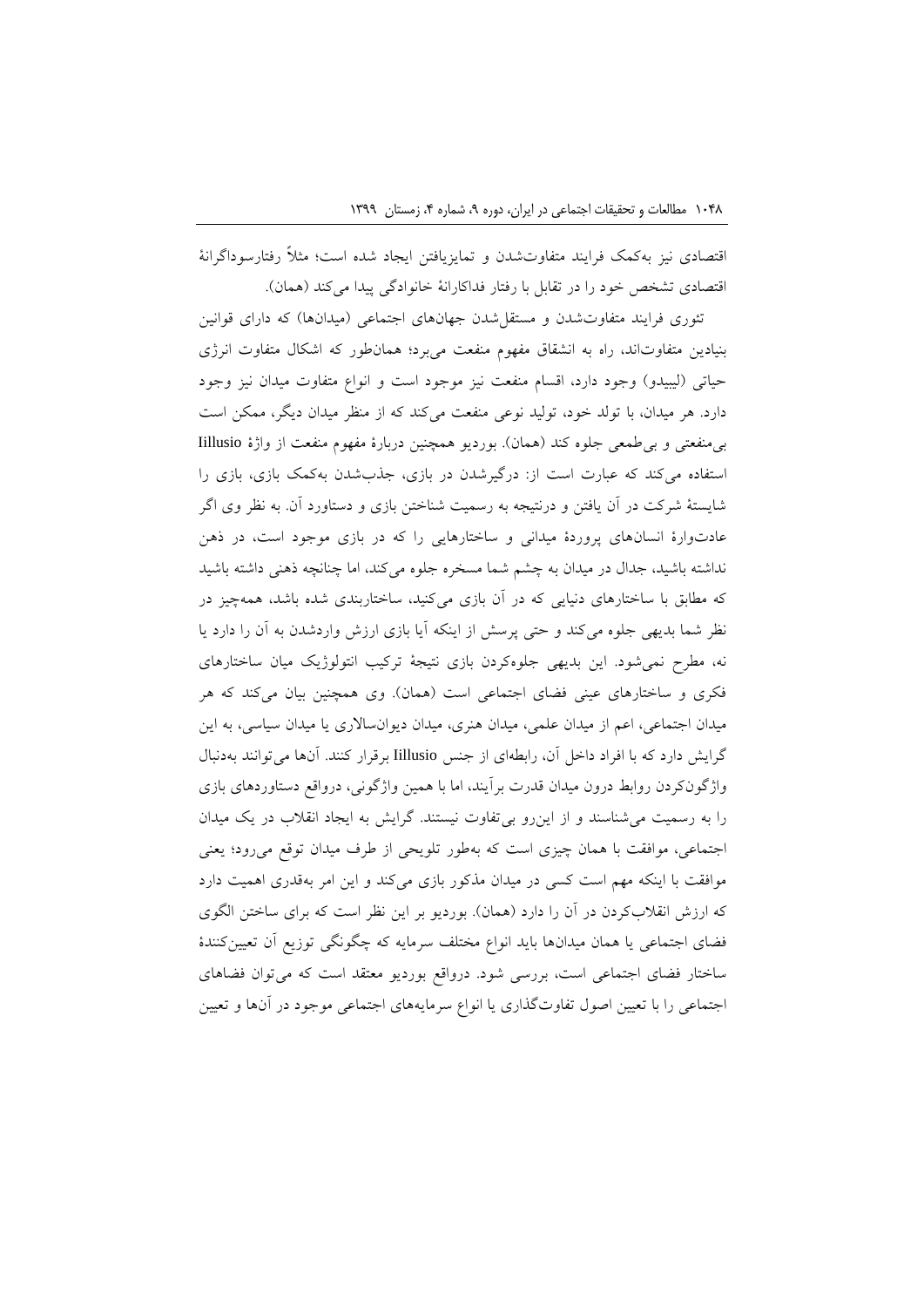اقتصادی نیز به‌کمک فرایند متفاوت‌شدن و تمایزیافتن ایجاد شده است؛ مثلاً رفتارسوداگرانهٔ اقتصادی تشخص خود را در تقابل با رفتار فداکارانهٔ خانوادگی پیدا می‌کند (همان).

تئوری فرایند متفاوت‌شدن و مستقل‌شدن جهان‌های اجتماعی (میدان‌ها) که دارای قوانین بنیادین متفاوت‌اند، راه به انشقاق مفهوم منفعت می‌برد؛ همان‌طور که اشکال متفاوت انرژی حیاتی (لیبیدو) وجود دارد، اقسام منفعت نیز موجود است و انواع متفاوت میدان نیز وجود دارد. هر میدان، با تولد خود، تولید نوعی منفعت می‌کند که از منظر میدان دیگر، ممکن است بی‌منفعتی و بی‌طمعی جلوه کند (همان). بوردیو همچنین دربارهٔ مفهوم منفعت از واژهٔ Iillusio استفاده می‌کند که عبارت است از: درگیرشدن در بازی، جذب‌شدن به‌کمک بازی، بازی را شایستهٔ شرکت در آن یافتن و درنتیجه به رسمیت شناختن بازی و دستاورد آن. به نظر وی اگر عادت‌وارهٔ انسان‌های پروردهٔ میدانی و ساختارهایی را که در بازی موجود است، در ذهن نداشته باشید، جدال در میدان به چشم شما مسخره جلوه می‌کند، اما چنانچه ذهنی داشته باشید که مطابق با ساختارهای دنیایی که در آن بازی می‌کنید، ساختاربندی شده باشد، همه‌چیز در نظر شما بدیهی جلوه می‌کند و حتی پرسش از اینکه آیا بازی ارزش واردشدن به آن را دارد یا نه، مطرح نمی‌شود. این بدیهی جلوه‌کردن بازی نتیجهٔ ترکیب انتولوژیک میان ساختارهای فکری و ساختارهای عینی فضای اجتماعی است (همان). وی همچنین بیان می‌کند که هر میدان اجتماعی، اعم از میدان علمی، میدان هنری، میدان دیوان‌سالاری یا میدان سیاسی، به این گرایش دارد که با افراد داخل آن، رابطه‌ای از جنس Iillusio برقرار کنند. آن‌ها می‌توانند به‌دنبال واژگون‌کردن روابط درون میدان قدرت برآیند، اما با همین واژگونی، درواقع دستاوردهای بازی را به رسمیت می‌شناسند و از این‌رو بی‌تفاوت نیستند. گرایش به ایجاد انقلاب در یک میدان اجتماعی، موافقت با همان چیزی است که به‌طور تلویحی از طرف میدان توقع می‌رود؛ یعنی موافقت با اینکه مهم است کسی در میدان مذکور بازی می‌کند و این امر به‌قدری اهمیت دارد که ارزش انقلاب‌کردن در آن را دارد (همان). بوردیو بر این نظر است که برای ساختن الگوی فضای اجتماعی یا همان میدان‌ها باید انواع مختلف سرمایه که چگونگی توزیع آن تعیین‌کنندهٔ ساختار فضای اجتماعی است، بررسی شود. درواقع بوردیو معتقد است که می‌توان فضاهای اجتماعی را با تعیین اصول تفاوت‌گذاری یا انواع سرمایه‌های اجتماعی موجود در آن‌ها و تعیین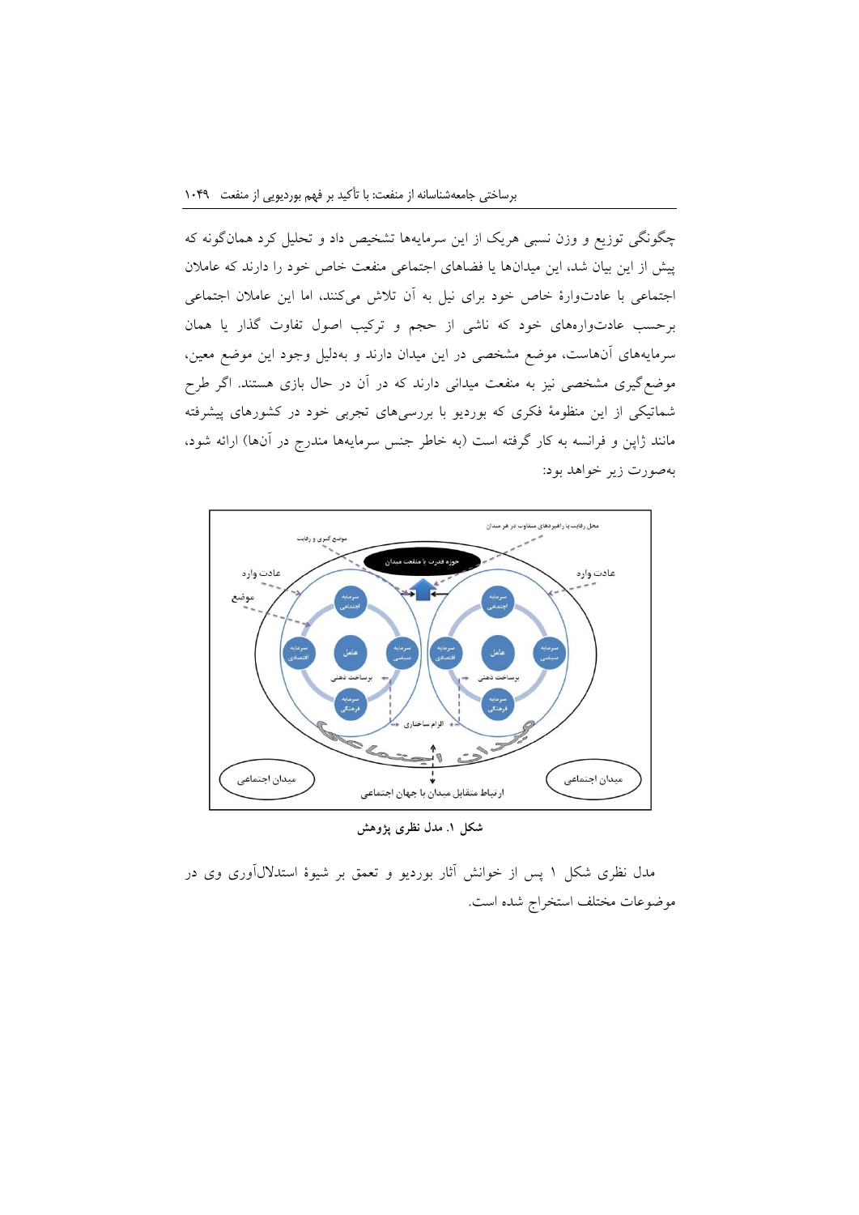چگونگی توزیع و وزن نسبی هریک از این سرمایه‌ها تشخیص داد و تحلیل کرد همان‌گونه که پیش از این بیان شد، این میدان‌ها یا فضاهای اجتماعی منفعت خاص خود را دارند که عاملان اجتماعی با عادت‌وارهٔ خاص خود برای نیل به آن تلاش می‌کنند، اما این عاملان اجتماعی برحسب عادت‌واره‌های خود که ناشی از حجم و ترکیب اصول تفاوت گذار یا همان سرمایه‌های آن‌هاست، موضع مشخصی در این میدان دارند و به‌دلیل وجود این موضع معین، موضع‌گیری مشخصی نیز به منفعت میدانی دارند که در آن در حال بازی هستند. اگر طرح شماتیکی از این منظومهٔ فکری که بوردیو با بررسی‌های تجربی خود در کشورهای پیشرفته مانند ژاپن و فرانسه به کار گرفته است (به خاطر جنس سرمایه‌ها مندرج در آن‌ها) ارائه شود، به‌صورت زیر خواهد بود:

**شکل ۱. مدل نظری پژوهش**

مدل نظری شکل ۱ پس از خوانش آثار بوردیو و تعمق بر شیوهٔ استدلال‌آوری وی در موضوعات مختلف استخراج شده است.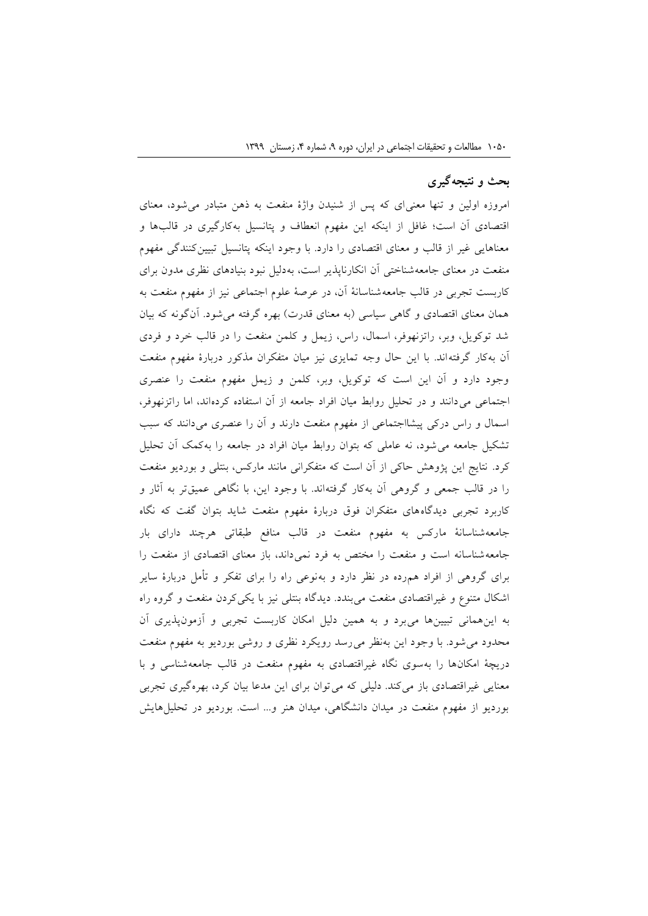## بحث و نتیجه‌گیری

امروزه اولین و تنها معنی‌ای که پس از شنیدن واژهٔ منفعت به ذهن متبادر می‌شود، معنای اقتصادی آن است؛ غافل از اینکه این مفهوم انعطاف و پتانسیل به‌کارگیری در قالب‌ها و معناهایی غیر از قالب و معنای اقتصادی را دارد. با وجود اینکه پتانسیل تبیین‌کنندگی مفهوم منفعت در معنای جامعه‌شناختی آن انکارناپذیر است، به‌دلیل نبود بنیادهای نظری مدون برای کاربست تجربی در قالب جامعه‌شناسانهٔ آن، در عرصهٔ علوم اجتماعی نیز از مفهوم منفعت به همان معنای اقتصادی و گاهی سیاسی (به معنای قدرت) بهره گرفته می‌شود. آن‌گونه که بیان شد توکویل، وبر، راتزنهوفر، اسمال، راس، زیمل و کلمن منفعت را در قالب خرد و فردی آن به‌کار گرفته‌اند. با این حال وجه تمایزی نیز میان متفکران مذکور دربارهٔ مفهوم منفعت وجود دارد و آن این است که توکویل، وبر، کلمن و زیمل مفهوم منفعت را عنصری اجتماعی می‌دانند و در تحلیل روابط میان افراد جامعه از آن استفاده کرده‌اند، اما راتزنهوفر، اسمال و راس درکی پیشااجتماعی از مفهوم منفعت دارند و آن را عنصری می‌دانند که سبب تشکیل جامعه می‌شود، نه عاملی که بتوان روابط میان افراد در جامعه را به‌کمک آن تحلیل کرد. نتایج این پژوهش حاکی از آن است که متفکرانی مانند مارکس، بنتلی و بوردیو منفعت را در قالب جمعی و گروهی آن به‌کار گرفته‌اند. با وجود این، با نگاهی عمیق‌تر به آثار و کاربرد تجربی دیدگاه‌های متفکران فوق دربارهٔ مفهوم منفعت شاید بتوان گفت که نگاه جامعه‌شناسانهٔ مارکس به مفهوم منفعت در قالب منافع طبقاتی هرچند دارای بار جامعه‌شناسانه است و منفعت را مختص به فرد نمی‌داند، باز معنای اقتصادی از منفعت را برای گروهی از افراد هم‌رده در نظر دارد و به‌نوعی راه را برای تفکر و تأمل دربارهٔ سایر اشکال متنوع و غیراقتصادی منفعت می‌بندد. دیدگاه بنتلی نیز با یکی‌کردن منفعت و گروه راه به این‌همانی تبیین‌ها می‌برد و به همین دلیل امکان کاربست تجربی و آزمون‌پذیری آن محدود می‌شود. با وجود این به‌نظر می‌رسد رویکرد نظری و روشی بوردیو به مفهوم منفعت دریچهٔ امکان‌ها را به‌سوی نگاه غیراقتصادی به مفهوم منفعت در قالب جامعه‌شناسی و با معنایی غیراقتصادی باز می‌کند. دلیلی که می‌توان برای این مدعا بیان کرد، بهره‌گیری تجربی بوردیو از مفهوم منفعت در میدان دانشگاهی، میدان هنر و... است. بوردیو در تحلیل‌هایش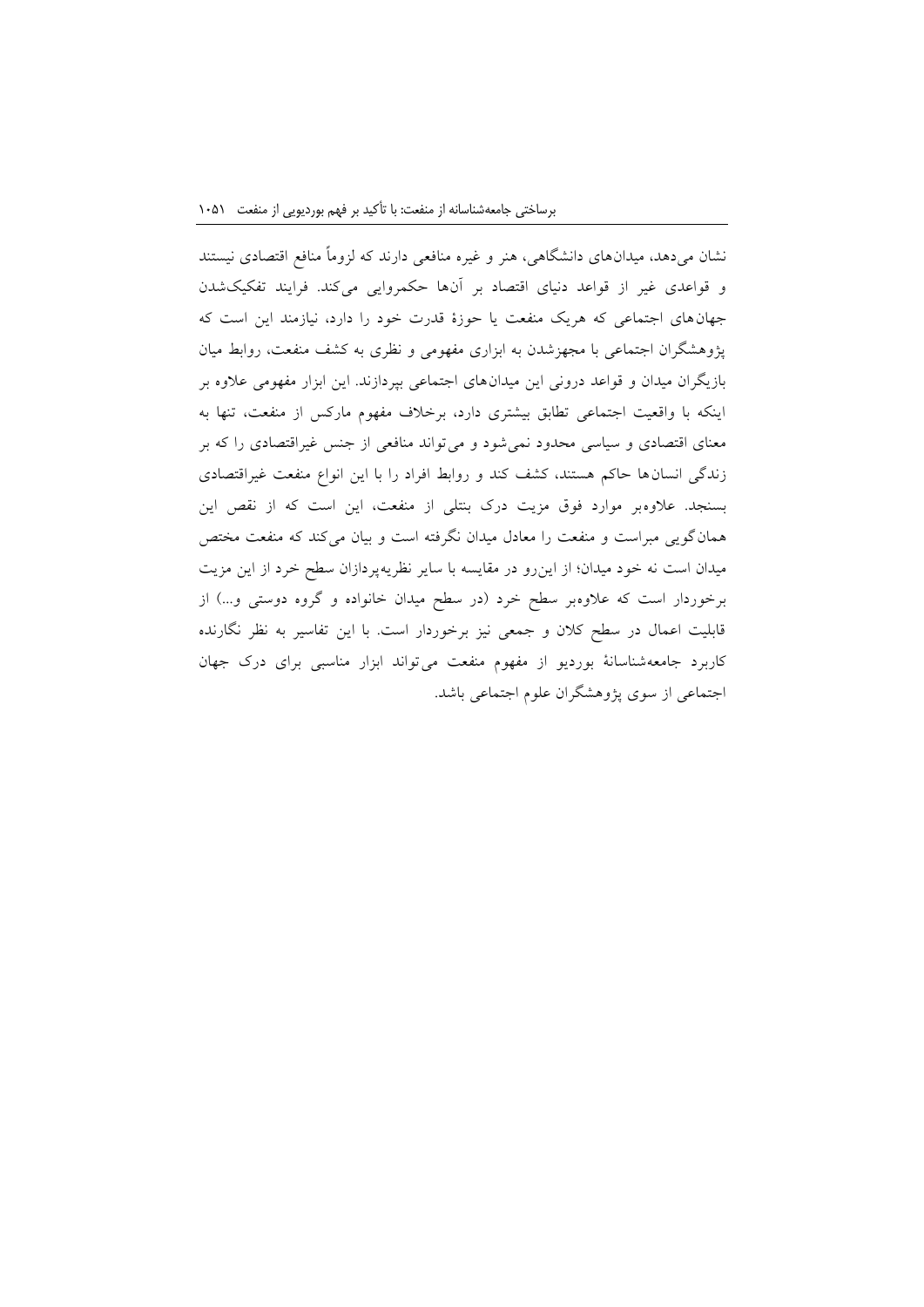نشان می‌دهد، میدان‌های دانشگاهی، هنر و غیره منافعی دارند که لزوماً منافع اقتصادی نیستند و قواعدی غیر از قواعد دنیای اقتصاد بر آن‌ها حکمروایی می‌کند. فرایند تفکیک‌شدن جهان‌های اجتماعی که هریک منفعت یا حوزهٔ قدرت خود را دارد، نیازمند این است که پژوهشگران اجتماعی با مجهزشدن به ابزاری مفهومی و نظری به کشف منفعت، روابط میان بازیگران میدان و قواعد درونی این میدان‌های اجتماعی بپردازند. این ابزار مفهومی علاوه بر اینکه با واقعیت اجتماعی تطابق بیشتری دارد، برخلاف مفهوم مارکس از منفعت، تنها به معنای اقتصادی و سیاسی محدود نمی‌شود و می‌تواند منافعی از جنس غیراقتصادی را که بر زندگی انسان‌ها حاکم هستند، کشف کند و روابط افراد را با این انواع منفعت غیراقتصادی بسنجد. علاوه‌بر موارد فوق مزیت درک بنتلی از منفعت، این است که از نقص این همان‌گویی مبراست و منفعت را معادل میدان نگرفته است و بیان می‌کند که منفعت مختص میدان است نه خود میدان؛ از این‌رو در مقایسه با سایر نظریه‌پردازان سطح خرد از این مزیت برخوردار است که علاوه‌بر سطح خرد (در سطح میدان خانواده و گروه دوستی و...) از قابلیت اعمال در سطح کلان و جمعی نیز برخوردار است. با این تفاسیر به نظر نگارنده کاربرد جامعه‌شناسانهٔ بوردیو از مفهوم منفعت می‌تواند ابزار مناسبی برای درک جهان اجتماعی از سوی پژوهشگران علوم اجتماعی باشد.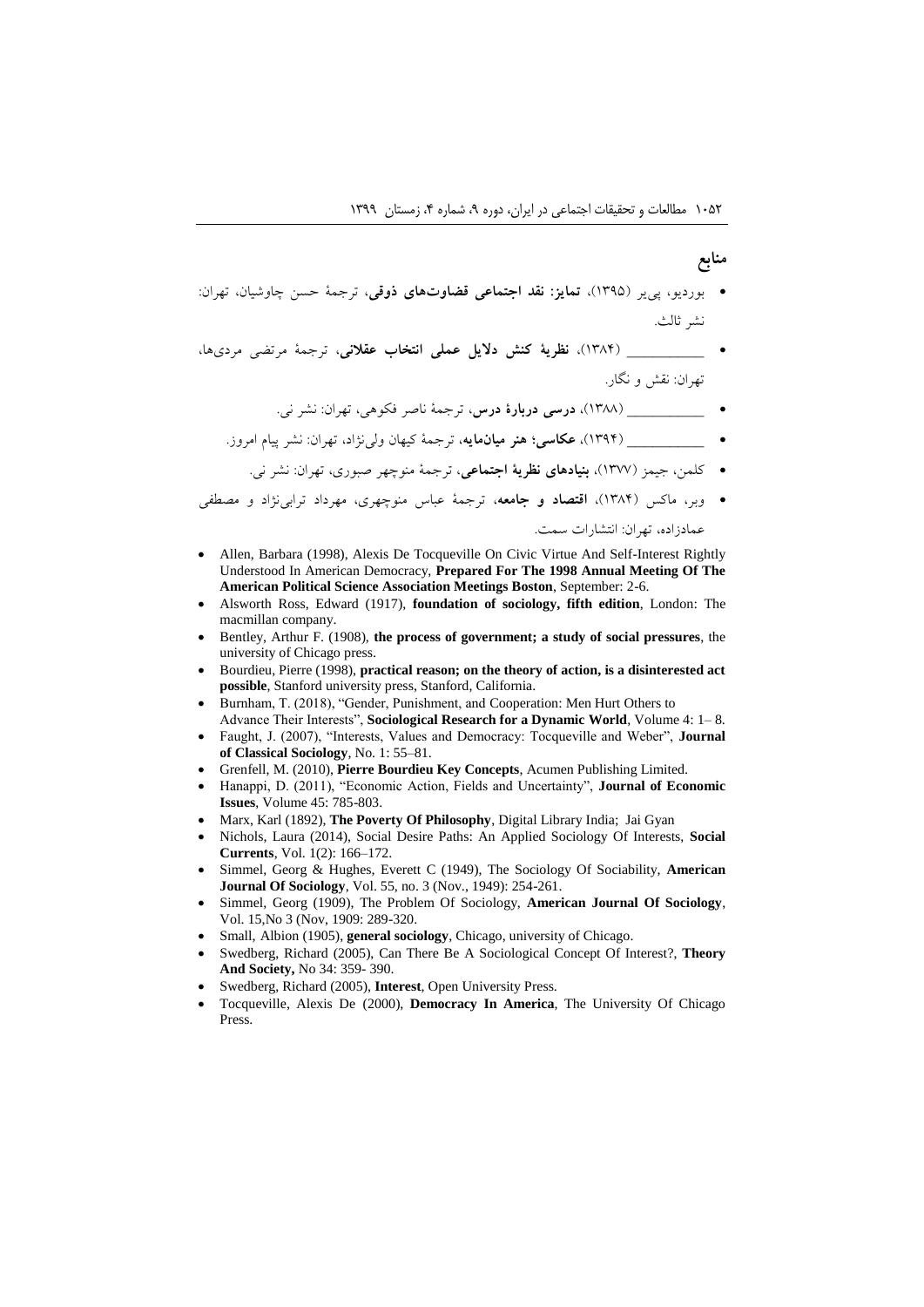## منابع

- بوردیو، پی‌یر (۱۳۹۵)، **تمایز: نقد اجتماعی قضاوت‌های ذوقی**، ترجمهٔ حسن چاوشیان، تهران: نشر ثالث.
- __________ (۱۳۸۴)، **نظریهٔ کنش دلایل عملی انتخاب عقلانی**، ترجمهٔ مرتضی مردی‌ها، تهران: نقش و نگار.
- __________ (۱۳۸۸)، **درسی دربارهٔ درس**، ترجمهٔ ناصر فکوهی، تهران: نشر نی.
- __________ (۱۳۹۴)، **عکاسی؛ هنر میان‌مایه**، ترجمهٔ کیهان ولی‌نژاد، تهران: نشر پیام امروز.
- کلمن، جیمز (۱۳۷۷)، **بنیادهای نظریهٔ اجتماعی**، ترجمهٔ منوچهر صبوری، تهران: نشر نی.
- وبر، ماکس (۱۳۸۴)، **اقتصاد و جامعه**، ترجمهٔ عباس منوچهری، مهرداد ترابی‌نژاد و مصطفی عمادزاده، تهران: انتشارات سمت.

- Allen, Barbara (1998), Alexis De Tocqueville On Civic Virtue And Self-Interest Rightly Understood In American Democracy, **Prepared For The 1998 Annual Meeting Of The American Political Science Association Meetings Boston**, September: 2-6.
- Alsworth Ross, Edward (1917), **foundation of sociology, fifth edition**, London: The macmillan company.
- Bentley, Arthur F. (1908), **the process of government; a study of social pressures**, the university of Chicago press.
- Bourdieu, Pierre (1998), **practical reason; on the theory of action, is a disinterested act possible**, Stanford university press, Stanford, California.
- Burnham, T. (2018), "Gender, Punishment, and Cooperation: Men Hurt Others to Advance Their Interests", **Sociological Research for a Dynamic World**, Volume 4: 1– 8.
- Faught, J. (2007), "Interests, Values and Democracy: Tocqueville and Weber", **Journal of Classical Sociology**, No. 1: 55–81.
- Grenfell, M. (2010), **Pierre Bourdieu Key Concepts**, Acumen Publishing Limited.
- Hanappi, D. (2011), "Economic Action, Fields and Uncertainty", **Journal of Economic Issues**, Volume 45: 785-803.
- Marx, Karl (1892), **The Poverty Of Philosophy**, Digital Library India; Jai Gyan
- Nichols, Laura (2014), Social Desire Paths: An Applied Sociology Of Interests, **Social Currents**, Vol. 1(2): 166–172.
- Simmel, Georg & Hughes, Everett C (1949), The Sociology Of Sociability, **American Journal Of Sociology**, Vol. 55, no. 3 (Nov., 1949): 254-261.
- Simmel, Georg (1909), The Problem Of Sociology, **American Journal Of Sociology**, Vol. 15,No 3 (Nov, 1909: 289-320.
- Small, Albion (1905), **general sociology**, Chicago, university of Chicago.
- Swedberg, Richard (2005), Can There Be A Sociological Concept Of Interest?, **Theory And Society,** No 34: 359- 390.
- Swedberg, Richard (2005), **Interest**, Open University Press.
- Tocqueville, Alexis De (2000), **Democracy In America**, The University Of Chicago Press.